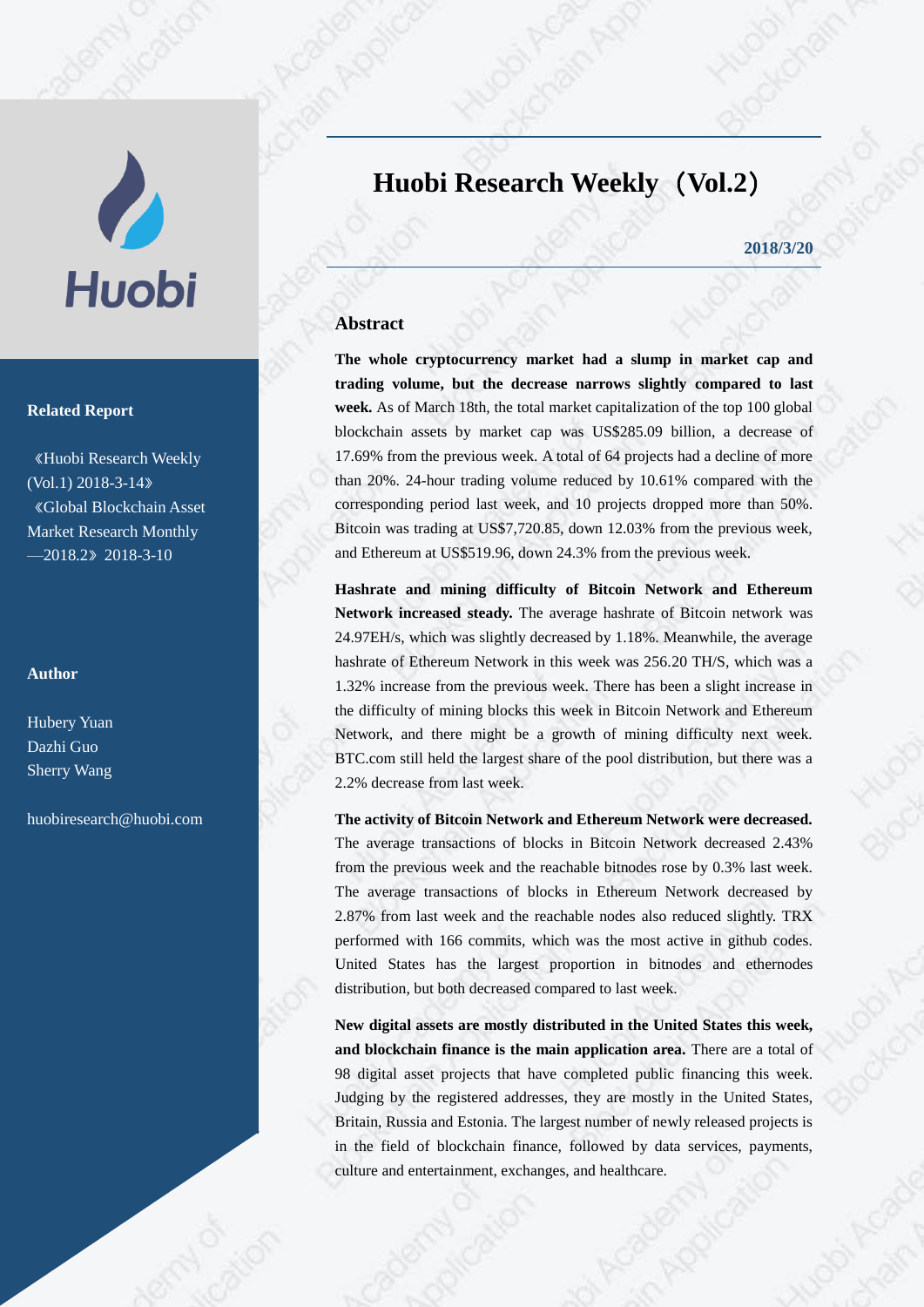# Huobi Research Weekly（Vol.2）

**2018/3/20**

**Related Report**

《Huobi Research Weekly (Vol.1) 2018-3-14》

《Global Blockchain Asset Market Research Monthly—2018.2》2018-3-10

**Author**

Hubery Yuan
Dazhi Guo
Sherry Wang

huobiresearch@huobi.com

## Abstract

**The whole cryptocurrency market had a slump in market cap and trading volume, but the decrease narrows slightly compared to last week.** As of March 18th, the total market capitalization of the top 100 global blockchain assets by market cap was US$285.09 billion, a decrease of 17.69% from the previous week. A total of 64 projects had a decline of more than 20%. 24-hour trading volume reduced by 10.61% compared with the corresponding period last week, and 10 projects dropped more than 50%. Bitcoin was trading at US$7,720.85, down 12.03% from the previous week, and Ethereum at US$519.96, down 24.3% from the previous week.

**Hashrate and mining difficulty of Bitcoin Network and Ethereum Network increased steady.** The average hashrate of Bitcoin network was 24.97EH/s, which was slightly decreased by 1.18%. Meanwhile, the average hashrate of Ethereum Network in this week was 256.20 TH/S, which was a 1.32% increase from the previous week. There has been a slight increase in the difficulty of mining blocks this week in Bitcoin Network and Ethereum Network, and there might be a growth of mining difficulty next week. BTC.com still held the largest share of the pool distribution, but there was a 2.2% decrease from last week.

**The activity of Bitcoin Network and Ethereum Network were decreased.** The average transactions of blocks in Bitcoin Network decreased 2.43% from the previous week and the reachable bitnodes rose by 0.3% last week. The average transactions of blocks in Ethereum Network decreased by 2.87% from last week and the reachable nodes also reduced slightly. TRX performed with 166 commits, which was the most active in github codes. United States has the largest proportion in bitnodes and ethernodes distribution, but both decreased compared to last week.

**New digital assets are mostly distributed in the United States this week, and blockchain finance is the main application area.** There are a total of 98 digital asset projects that have completed public financing this week. Judging by the registered addresses, they are mostly in the United States, Britain, Russia and Estonia. The largest number of newly released projects is in the field of blockchain finance, followed by data services, payments, culture and entertainment, exchanges, and healthcare.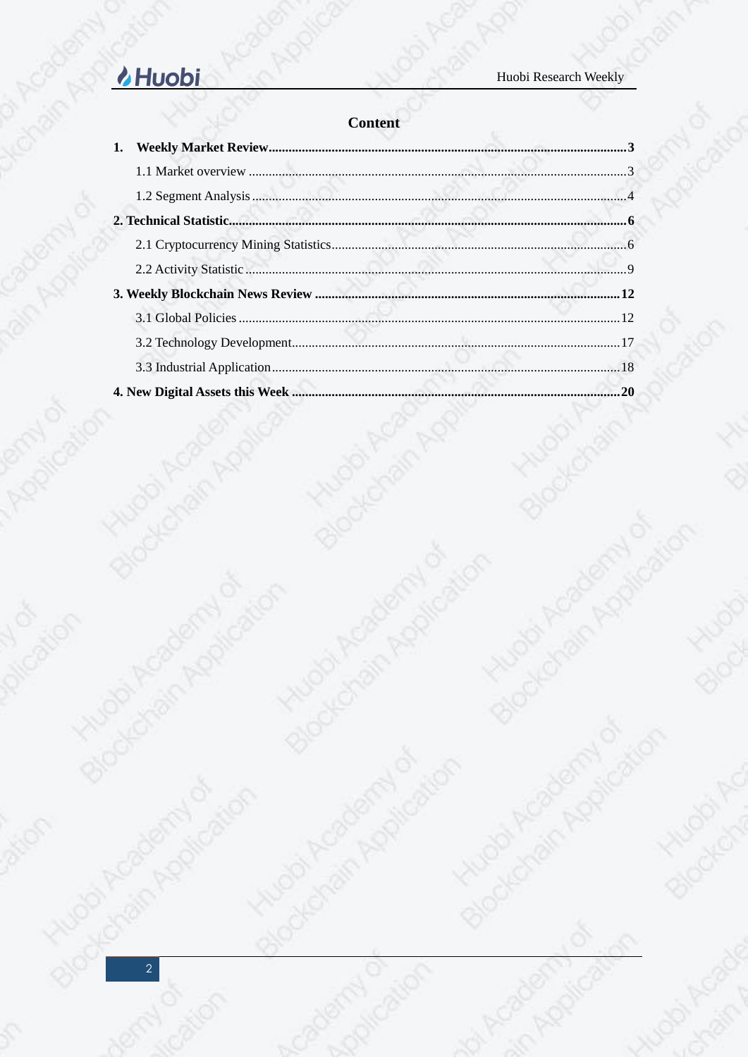# Content

**1. Weekly Market Review** ........ **3**

- 1.1 Market overview ........ 3
- 1.2 Segment Analysis ........ 4

**2. Technical Statistic** ........ **6**

- 2.1 Cryptocurrency Mining Statistics ........ 6
- 2.2 Activity Statistic ........ 9

**3. Weekly Blockchain News Review** ........ **12**

- 3.1 Global Policies ........ 12
- 3.2 Technology Development ........ 17
- 3.3 Industrial Application ........ 18

**4. New Digital Assets this Week** ........ **20**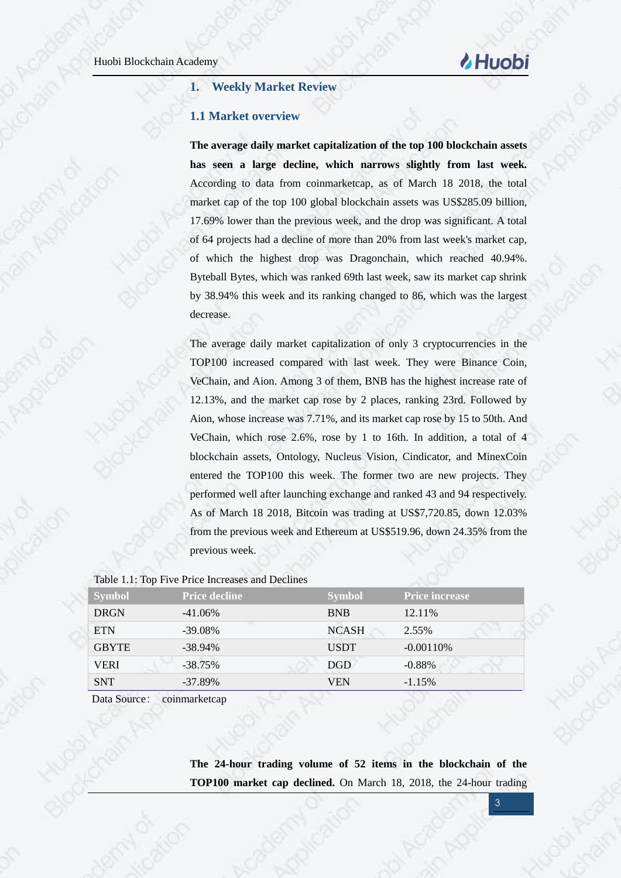# 1. Weekly Market Review

## 1.1 Market overview

**The average daily market capitalization of the top 100 blockchain assets has seen a large decline, which narrows slightly from last week.** According to data from coinmarketcap, as of March 18 2018, the total market cap of the top 100 global blockchain assets was US$285.09 billion, 17.69% lower than the previous week, and the drop was significant. A total of 64 projects had a decline of more than 20% from last week's market cap, of which the highest drop was Dragonchain, which reached 40.94%. Byteball Bytes, which was ranked 69th last week, saw its market cap shrink by 38.94% this week and its ranking changed to 86, which was the largest decrease.

The average daily market capitalization of only 3 cryptocurrencies in the TOP100 increased compared with last week. They were Binance Coin, VeChain, and Aion. Among 3 of them, BNB has the highest increase rate of 12.13%, and the market cap rose by 2 places, ranking 23rd. Followed by Aion, whose increase was 7.71%, and its market cap rose by 15 to 50th. And VeChain, which rose 2.6%, rose by 1 to 16th. In addition, a total of 4 blockchain assets, Ontology, Nucleus Vision, Cindicator, and MinexCoin entered the TOP100 this week. The former two are new projects. They performed well after launching exchange and ranked 43 and 94 respectively. As of March 18 2018, Bitcoin was trading at US$7,720.85, down 12.03% from the previous week and Ethereum at US$519.96, down 24.35% from the previous week.

Table 1.1: Top Five Price Increases and Declines

| Symbol | Price decline | Symbol | Price increase |
|---|---|---|---|
| DRGN | -41.06% | BNB | 12.11% |
| ETN | -39.08% | NCASH | 2.55% |
| GBYTE | -38.94% | USDT | -0.00110% |
| VERI | -38.75% | DGD | -0.88% |
| SNT | -37.89% | VEN | -1.15% |

Data Source: coinmarketcap

**The 24-hour trading volume of 52 items in the blockchain of the TOP100 market cap declined.** On March 18, 2018, the 24-hour trading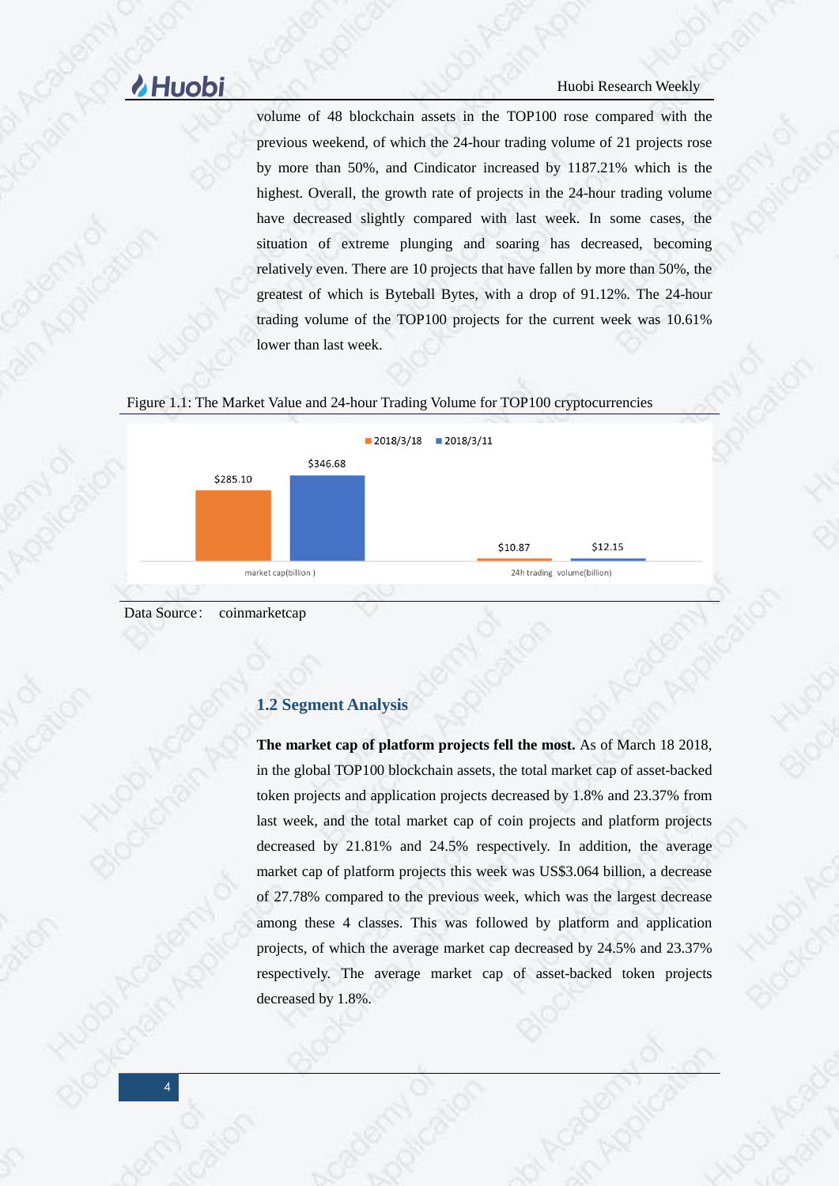volume of 48 blockchain assets in the TOP100 rose compared with the previous weekend, of which the 24-hour trading volume of 21 projects rose by more than 50%, and Cindicator increased by 1187.21% which is the highest. Overall, the growth rate of projects in the 24-hour trading volume have decreased slightly compared with last week. In some cases, the situation of extreme plunging and soaring has decreased, becoming relatively even. There are 10 projects that have fallen by more than 50%, the greatest of which is Byteball Bytes, with a drop of 91.12%. The 24-hour trading volume of the TOP100 projects for the current week was 10.61% lower than last week.

Figure 1.1: The Market Value and 24-hour Trading Volume for TOP100 cryptocurrencies

| | 2018/3/18 | 2018/3/11 |
|---|---|---|
| market cap(billion ) | $285.10 | $346.68 |
| 24h trading volume(billion) | $10.87 | $12.15 |

Data Source: coinmarketcap

## 1.2 Segment Analysis

**The market cap of platform projects fell the most.** As of March 18 2018, in the global TOP100 blockchain assets, the total market cap of asset-backed token projects and application projects decreased by 1.8% and 23.37% from last week, and the total market cap of coin projects and platform projects decreased by 21.81% and 24.5% respectively. In addition, the average market cap of platform projects this week was US$3.064 billion, a decrease of 27.78% compared to the previous week, which was the largest decrease among these 4 classes. This was followed by platform and application projects, of which the average market cap decreased by 24.5% and 23.37% respectively. The average market cap of asset-backed token projects decreased by 1.8%.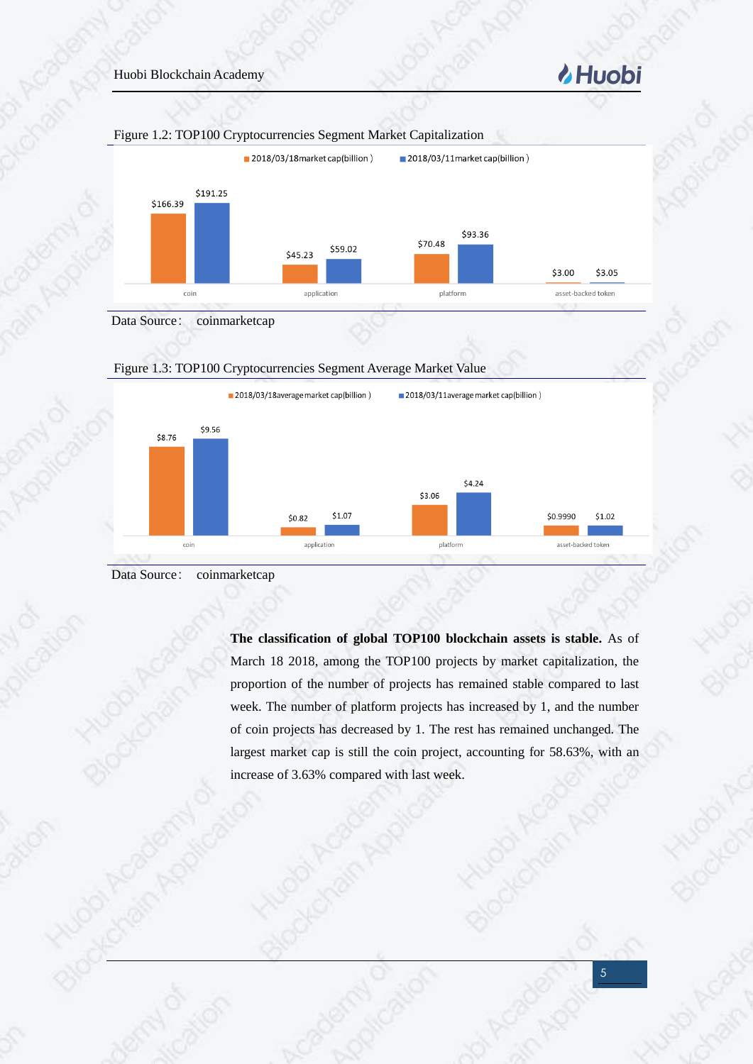Figure 1.2: TOP100 Cryptocurrencies Segment Market Capitalization

| | 2018/03/18market cap(billion) | 2018/03/11market cap(billion) |
|---|---|---|
| coin | $166.39 | $191.25 |
| application | $45.23 | $59.02 |
| platform | $70.48 | $93.36 |
| asset-backed token | $3.00 | $3.05 |

Data Source: coinmarketcap

Figure 1.3: TOP100 Cryptocurrencies Segment Average Market Value

| | 2018/03/18average market cap(billion) | 2018/03/11average market cap(billion) |
|---|---|---|
| coin | $8.76 | $9.56 |
| application | $0.82 | $1.07 |
| platform | $3.06 | $4.24 |
| asset-backed token | $0.9990 | $1.02 |

Data Source: coinmarketcap

**The classification of global TOP100 blockchain assets is stable.** As of March 18 2018, among the TOP100 projects by market capitalization, the proportion of the number of projects has remained stable compared to last week. The number of platform projects has increased by 1, and the number of coin projects has decreased by 1. The rest has remained unchanged. The largest market cap is still the coin project, accounting for 58.63%, with an increase of 3.63% compared with last week.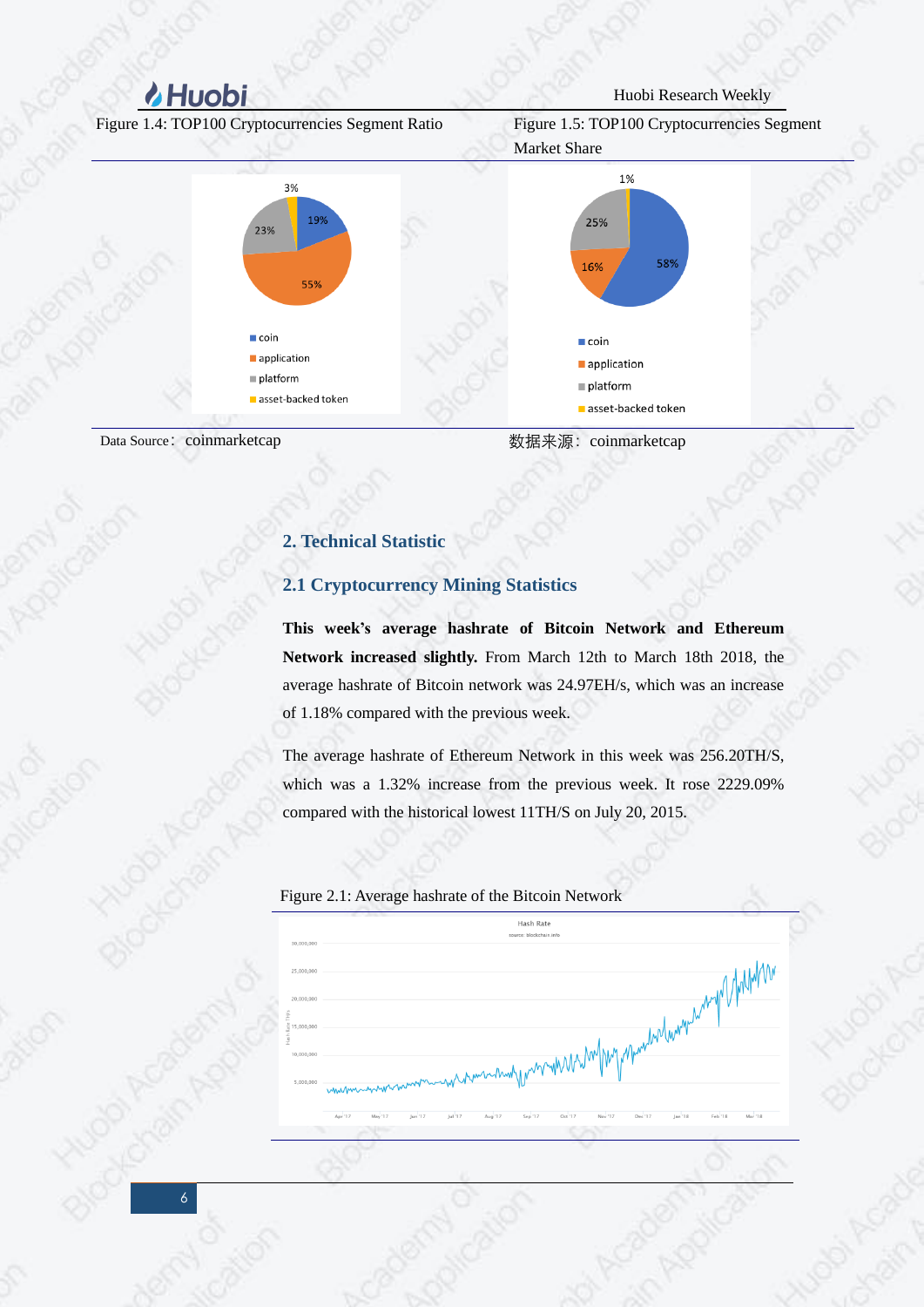Figure 1.4: TOP100 Cryptocurrencies Segment Ratio

Figure 1.5: TOP100 Cryptocurrencies Segment Market Share

Data Source： coinmarketcap

数据来源：coinmarketcap

## 2. Technical Statistic

### 2.1 Cryptocurrency Mining Statistics

**This week's average hashrate of Bitcoin Network and Ethereum Network increased slightly.** From March 12th to March 18th 2018, the average hashrate of Bitcoin network was 24.97EH/s, which was an increase of 1.18% compared with the previous week.

The average hashrate of Ethereum Network in this week was 256.20TH/S, which was a 1.32% increase from the previous week. It rose 2229.09% compared with the historical lowest 11TH/S on July 20, 2015.

Figure 2.1: Average hashrate of the Bitcoin Network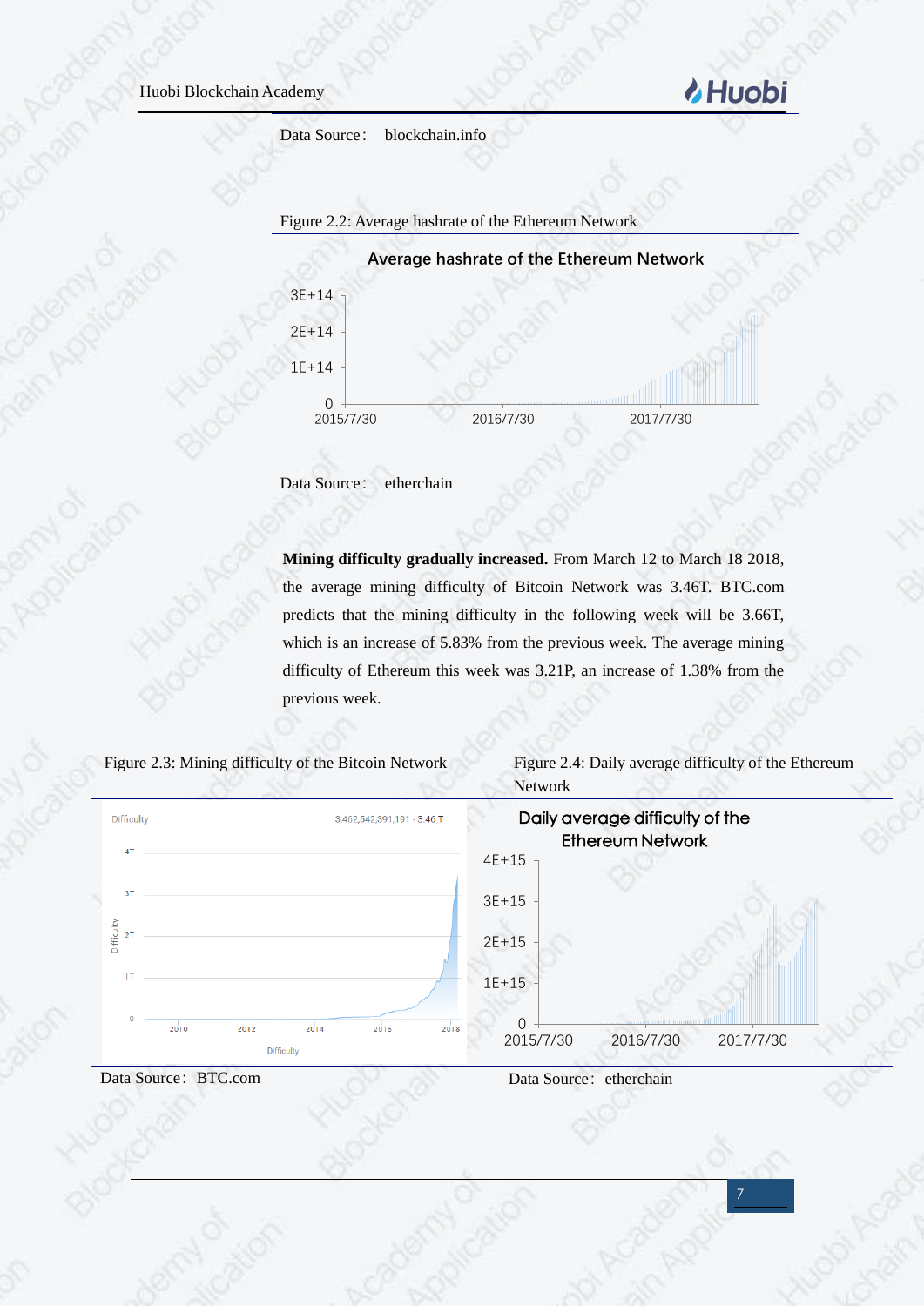Data Source： blockchain.info

Figure 2.2: Average hashrate of the Ethereum Network

Data Source： etherchain

**Mining difficulty gradually increased.** From March 12 to March 18 2018, the average mining difficulty of Bitcoin Network was 3.46T. BTC.com predicts that the mining difficulty in the following week will be 3.66T, which is an increase of 5.83% from the previous week. The average mining difficulty of Ethereum this week was 3.21P, an increase of 1.38% from the previous week.

Figure 2.3: Mining difficulty of the Bitcoin Network

Data Source： BTC.com

Figure 2.4: Daily average difficulty of the Ethereum Network

Data Source： etherchain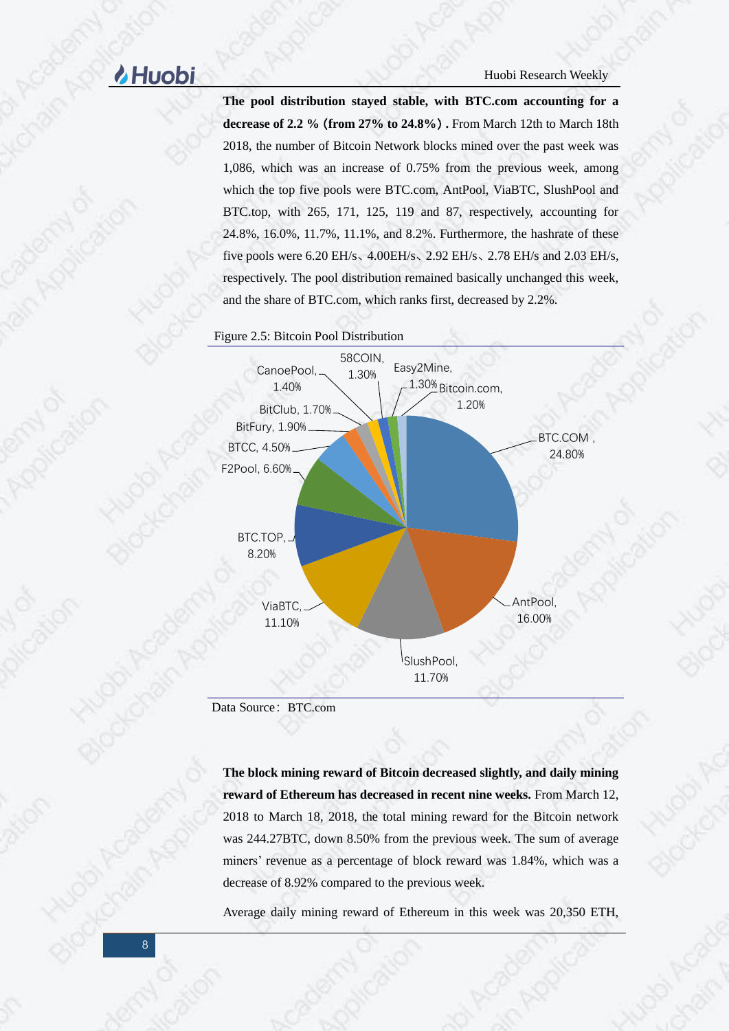**The pool distribution stayed stable, with BTC.com accounting for a decrease of 2.2 % (from 27% to 24.8%).** From March 12th to March 18th 2018, the number of Bitcoin Network blocks mined over the past week was 1,086, which was an increase of 0.75% from the previous week, among which the top five pools were BTC.com, AntPool, ViaBTC, SlushPool and BTC.top, with 265, 171, 125, 119 and 87, respectively, accounting for 24.8%, 16.0%, 11.7%, 11.1%, and 8.2%. Furthermore, the hashrate of these five pools were 6.20 EH/s、4.00EH/s、2.92 EH/s、2.78 EH/s and 2.03 EH/s, respectively. The pool distribution remained basically unchanged this week, and the share of BTC.com, which ranks first, decreased by 2.2%.

Figure 2.5: Bitcoin Pool Distribution

Data Source: BTC.com

**The block mining reward of Bitcoin decreased slightly, and daily mining reward of Ethereum has decreased in recent nine weeks.** From March 12, 2018 to March 18, 2018, the total mining reward for the Bitcoin network was 244.27BTC, down 8.50% from the previous week. The sum of average miners' revenue as a percentage of block reward was 1.84%, which was a decrease of 8.92% compared to the previous week.

Average daily mining reward of Ethereum in this week was 20,350 ETH,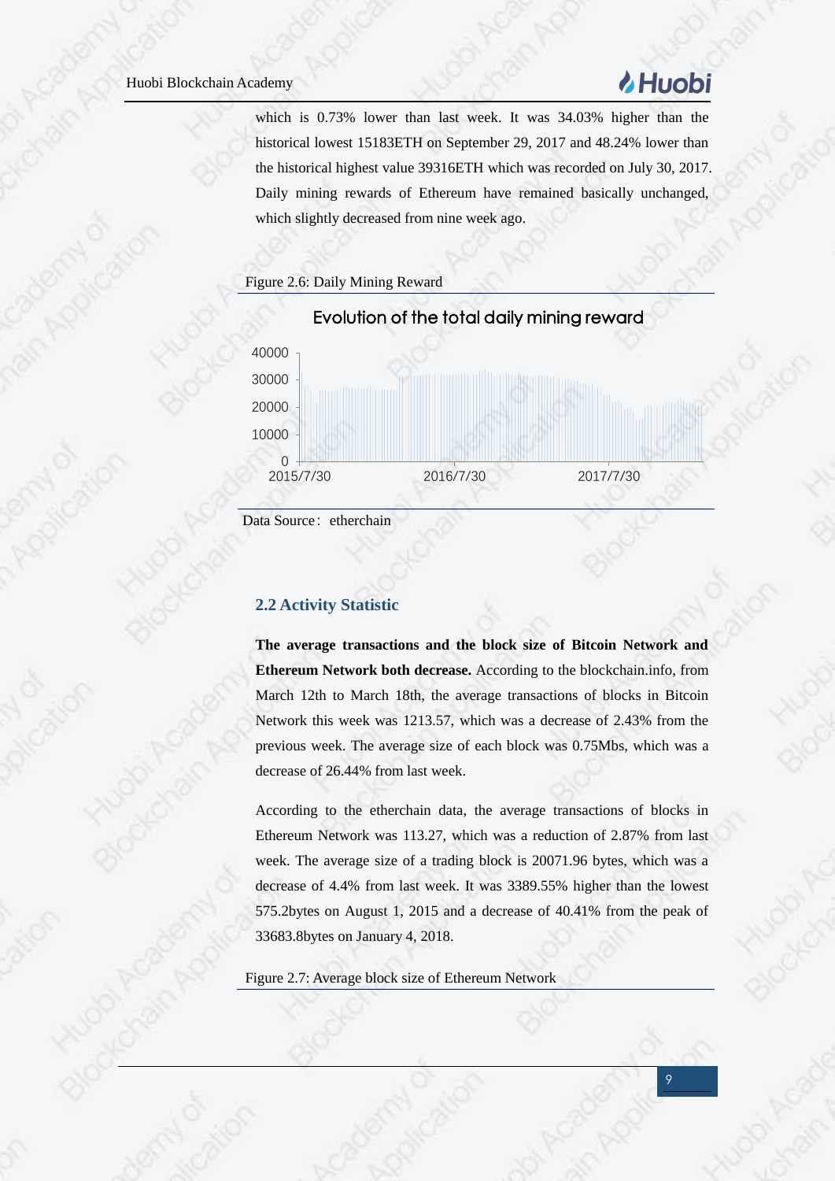which is 0.73% lower than last week. It was 34.03% higher than the historical lowest 15183ETH on September 29, 2017 and 48.24% lower than the historical highest value 39316ETH which was recorded on July 30, 2017. Daily mining rewards of Ethereum have remained basically unchanged, which slightly decreased from nine week ago.

Figure 2.6: Daily Mining Reward

Data Source: etherchain

## 2.2 Activity Statistic

**The average transactions and the block size of Bitcoin Network and Ethereum Network both decrease.** According to the blockchain.info, from March 12th to March 18th, the average transactions of blocks in Bitcoin Network this week was 1213.57, which was a decrease of 2.43% from the previous week. The average size of each block was 0.75Mbs, which was a decrease of 26.44% from last week.

According to the etherchain data, the average transactions of blocks in Ethereum Network was 113.27, which was a reduction of 2.87% from last week. The average size of a trading block is 20071.96 bytes, which was a decrease of 4.4% from last week. It was 3389.55% higher than the lowest 575.2bytes on August 1, 2015 and a decrease of 40.41% from the peak of 33683.8bytes on January 4, 2018.

Figure 2.7: Average block size of Ethereum Network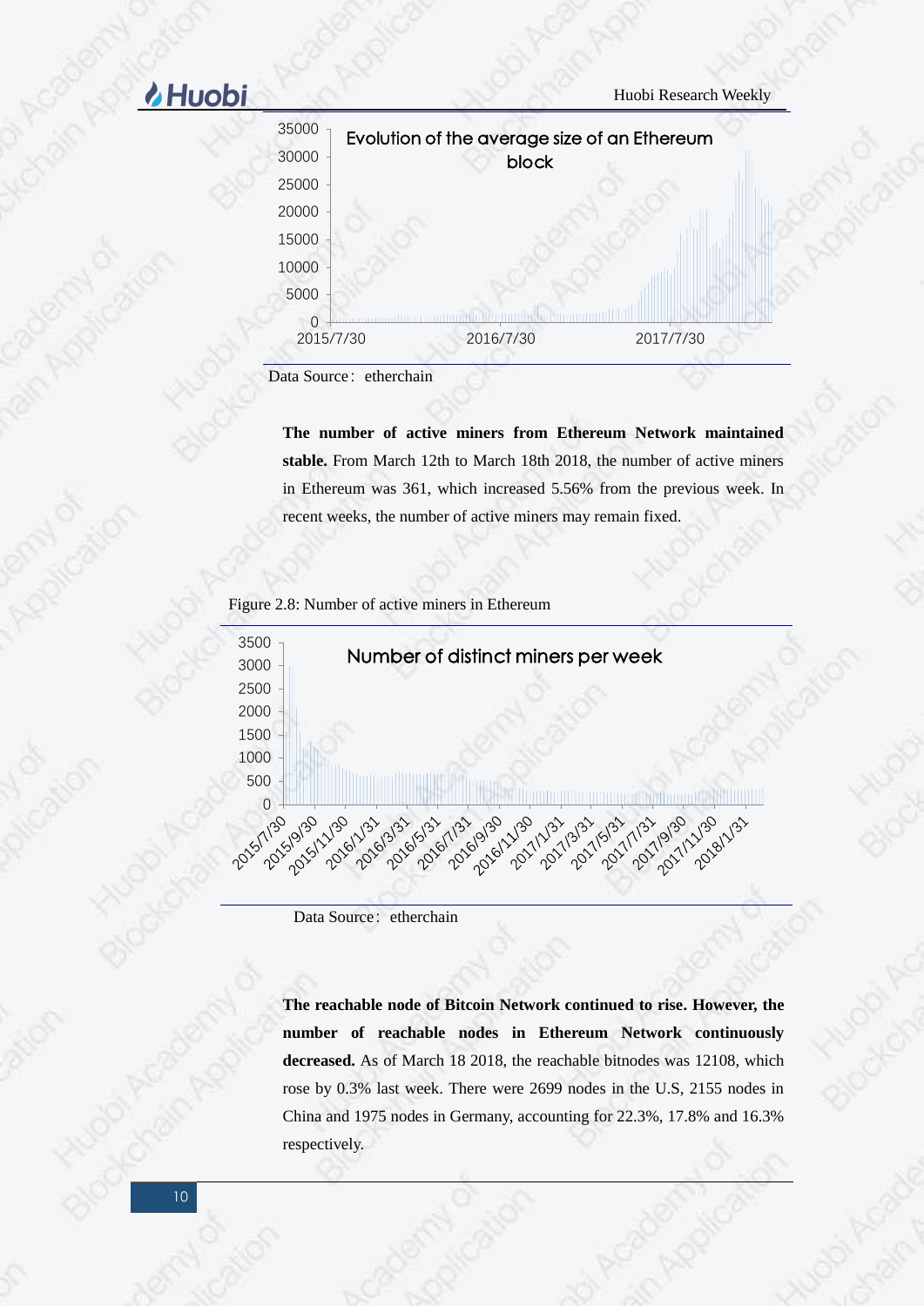Data Source: etherchain

**The number of active miners from Ethereum Network maintained stable.** From March 12th to March 18th 2018, the number of active miners in Ethereum was 361, which increased 5.56% from the previous week. In recent weeks, the number of active miners may remain fixed.

Figure 2.8: Number of active miners in Ethereum

Data Source: etherchain

**The reachable node of Bitcoin Network continued to rise. However, the number of reachable nodes in Ethereum Network continuously decreased.** As of March 18 2018, the reachable bitnodes was 12108, which rose by 0.3% last week. There were 2699 nodes in the U.S, 2155 nodes in China and 1975 nodes in Germany, accounting for 22.3%, 17.8% and 16.3% respectively.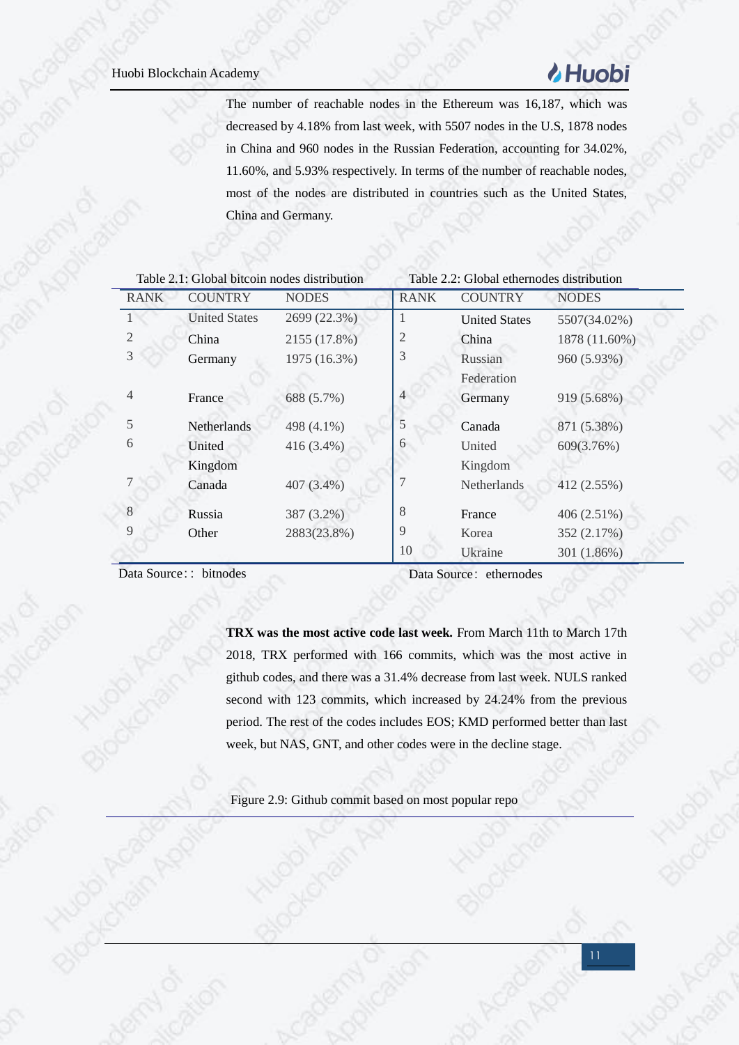The number of reachable nodes in the Ethereum was 16,187, which was decreased by 4.18% from last week, with 5507 nodes in the U.S, 1878 nodes in China and 960 nodes in the Russian Federation, accounting for 34.02%, 11.60%, and 5.93% respectively. In terms of the number of reachable nodes, most of the nodes are distributed in countries such as the United States, China and Germany.

Table 2.1: Global bitcoin nodes distribution

| RANK | COUNTRY | NODES |
|---|---|---|
| 1 | United States | 2699 (22.3%) |
| 2 | China | 2155 (17.8%) |
| 3 | Germany | 1975 (16.3%) |
| 4 | France | 688 (5.7%) |
| 5 | Netherlands | 498 (4.1%) |
| 6 | United Kingdom | 416 (3.4%) |
| 7 | Canada | 407 (3.4%) |
| 8 | Russia | 387 (3.2%) |
| 9 | Other | 2883(23.8%) |

Data Source : : bitnodes

Table 2.2: Global ethernodes distribution

| RANK | COUNTRY | NODES |
|---|---|---|
| 1 | United States | 5507(34.02%) |
| 2 | China | 1878 (11.60%) |
| 3 | Russian Federation | 960 (5.93%) |
| 4 | Germany | 919 (5.68%) |
| 5 | Canada | 871 (5.38%) |
| 6 | United Kingdom | 609(3.76%) |
| 7 | Netherlands | 412 (2.55%) |
| 8 | France | 406 (2.51%) |
| 9 | Korea | 352 (2.17%) |
| 10 | Ukraine | 301 (1.86%) |

Data Source : ethernodes

**TRX was the most active code last week.** From March 11th to March 17th 2018, TRX performed with 166 commits, which was the most active in github codes, and there was a 31.4% decrease from last week. NULS ranked second with 123 commits, which increased by 24.24% from the previous period. The rest of the codes includes EOS; KMD performed better than last week, but NAS, GNT, and other codes were in the decline stage.

Figure 2.9: Github commit based on most popular repo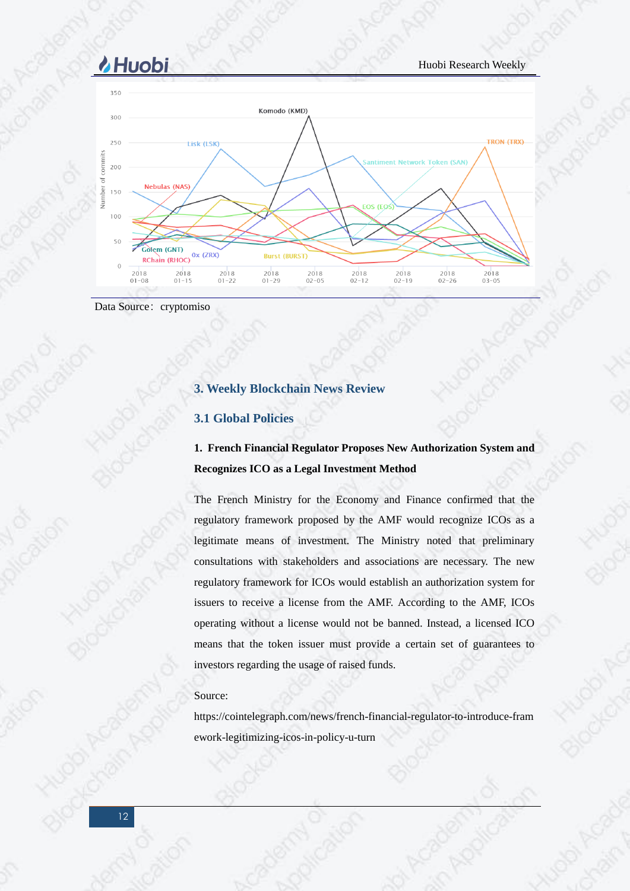Data Source： cryptomiso

## 3. Weekly Blockchain News Review

### 3.1 Global Policies

**1. French Financial Regulator Proposes New Authorization System and Recognizes ICO as a Legal Investment Method**

The French Ministry for the Economy and Finance confirmed that the regulatory framework proposed by the AMF would recognize ICOs as a legitimate means of investment. The Ministry noted that preliminary consultations with stakeholders and associations are necessary. The new regulatory framework for ICOs would establish an authorization system for issuers to receive a license from the AMF. According to the AMF, ICOs operating without a license would not be banned. Instead, a licensed ICO means that the token issuer must provide a certain set of guarantees to investors regarding the usage of raised funds.

Source:

https://cointelegraph.com/news/french-financial-regulator-to-introduce-framework-legitimizing-icos-in-policy-u-turn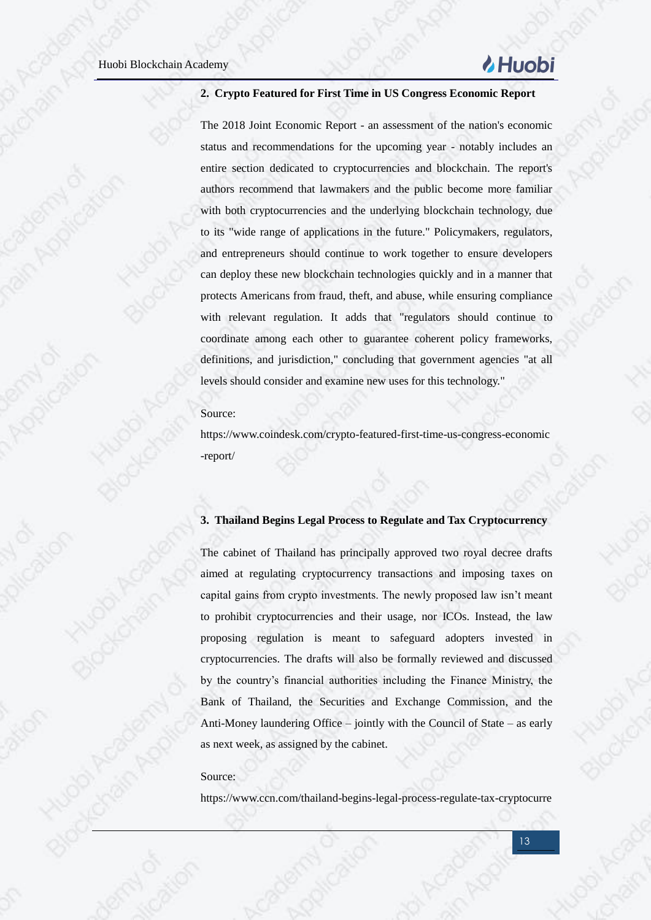### 2. Crypto Featured for First Time in US Congress Economic Report

The 2018 Joint Economic Report - an assessment of the nation's economic status and recommendations for the upcoming year - notably includes an entire section dedicated to cryptocurrencies and blockchain. The report's authors recommend that lawmakers and the public become more familiar with both cryptocurrencies and the underlying blockchain technology, due to its "wide range of applications in the future." Policymakers, regulators, and entrepreneurs should continue to work together to ensure developers can deploy these new blockchain technologies quickly and in a manner that protects Americans from fraud, theft, and abuse, while ensuring compliance with relevant regulation. It adds that "regulators should continue to coordinate among each other to guarantee coherent policy frameworks, definitions, and jurisdiction," concluding that government agencies "at all levels should consider and examine new uses for this technology."

Source:

https://www.coindesk.com/crypto-featured-first-time-us-congress-economic-report/

### 3. Thailand Begins Legal Process to Regulate and Tax Cryptocurrency

The cabinet of Thailand has principally approved two royal decree drafts aimed at regulating cryptocurrency transactions and imposing taxes on capital gains from crypto investments. The newly proposed law isn't meant to prohibit cryptocurrencies and their usage, nor ICOs. Instead, the law proposing regulation is meant to safeguard adopters invested in cryptocurrencies. The drafts will also be formally reviewed and discussed by the country's financial authorities including the Finance Ministry, the Bank of Thailand, the Securities and Exchange Commission, and the Anti-Money laundering Office – jointly with the Council of State – as early as next week, as assigned by the cabinet.

Source:

https://www.ccn.com/thailand-begins-legal-process-regulate-tax-cryptocurre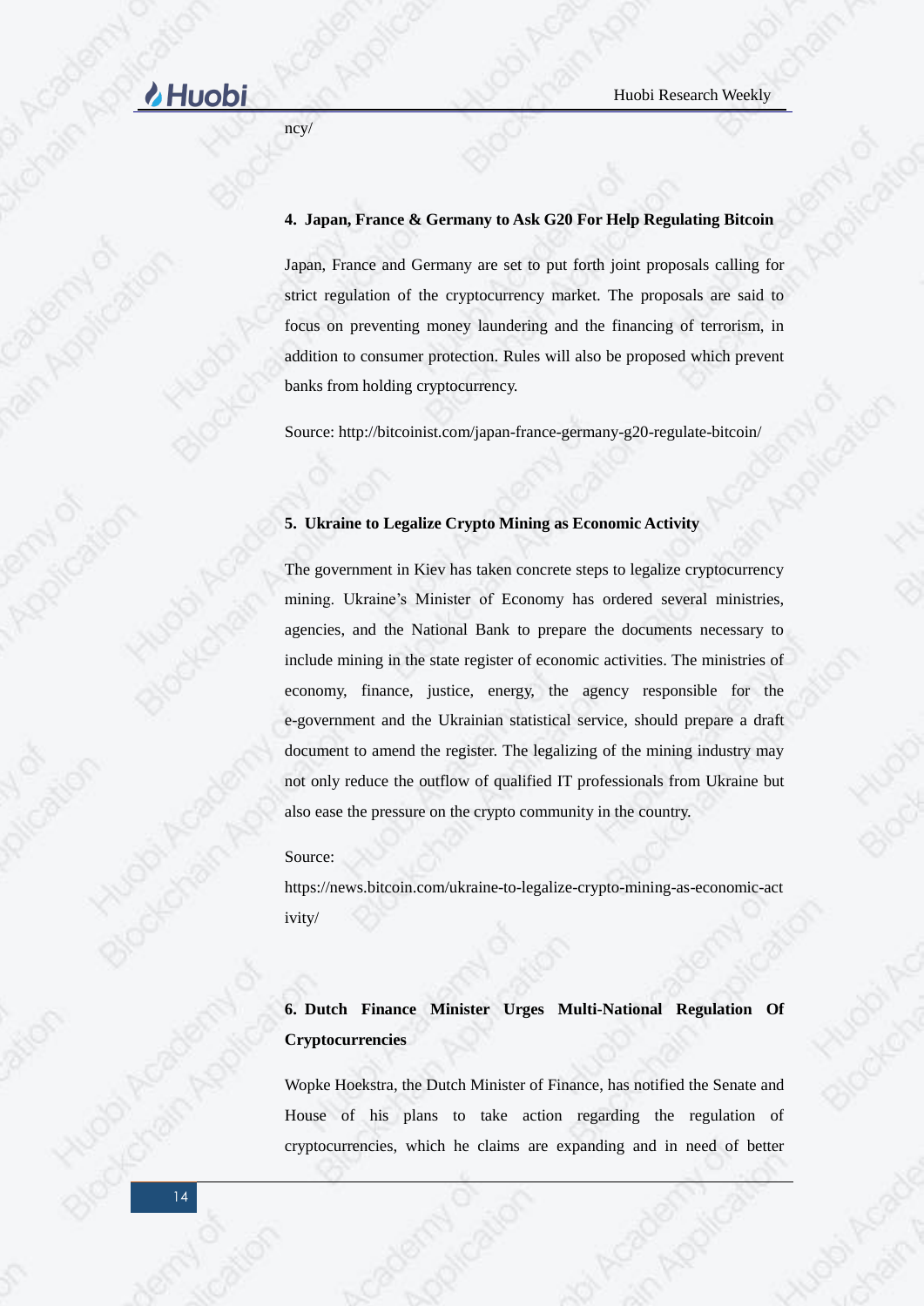ncy/

#### 4. Japan, France & Germany to Ask G20 For Help Regulating Bitcoin

Japan, France and Germany are set to put forth joint proposals calling for strict regulation of the cryptocurrency market. The proposals are said to focus on preventing money laundering and the financing of terrorism, in addition to consumer protection. Rules will also be proposed which prevent banks from holding cryptocurrency.

Source: http://bitcoinist.com/japan-france-germany-g20-regulate-bitcoin/

#### 5. Ukraine to Legalize Crypto Mining as Economic Activity

The government in Kiev has taken concrete steps to legalize cryptocurrency mining. Ukraine's Minister of Economy has ordered several ministries, agencies, and the National Bank to prepare the documents necessary to include mining in the state register of economic activities. The ministries of economy, finance, justice, energy, the agency responsible for the e-government and the Ukrainian statistical service, should prepare a draft document to amend the register. The legalizing of the mining industry may not only reduce the outflow of qualified IT professionals from Ukraine but also ease the pressure on the crypto community in the country.

Source:

https://news.bitcoin.com/ukraine-to-legalize-crypto-mining-as-economic-activity/

#### 6. Dutch Finance Minister Urges Multi-National Regulation Of Cryptocurrencies

Wopke Hoekstra, the Dutch Minister of Finance, has notified the Senate and House of his plans to take action regarding the regulation of cryptocurrencies, which he claims are expanding and in need of better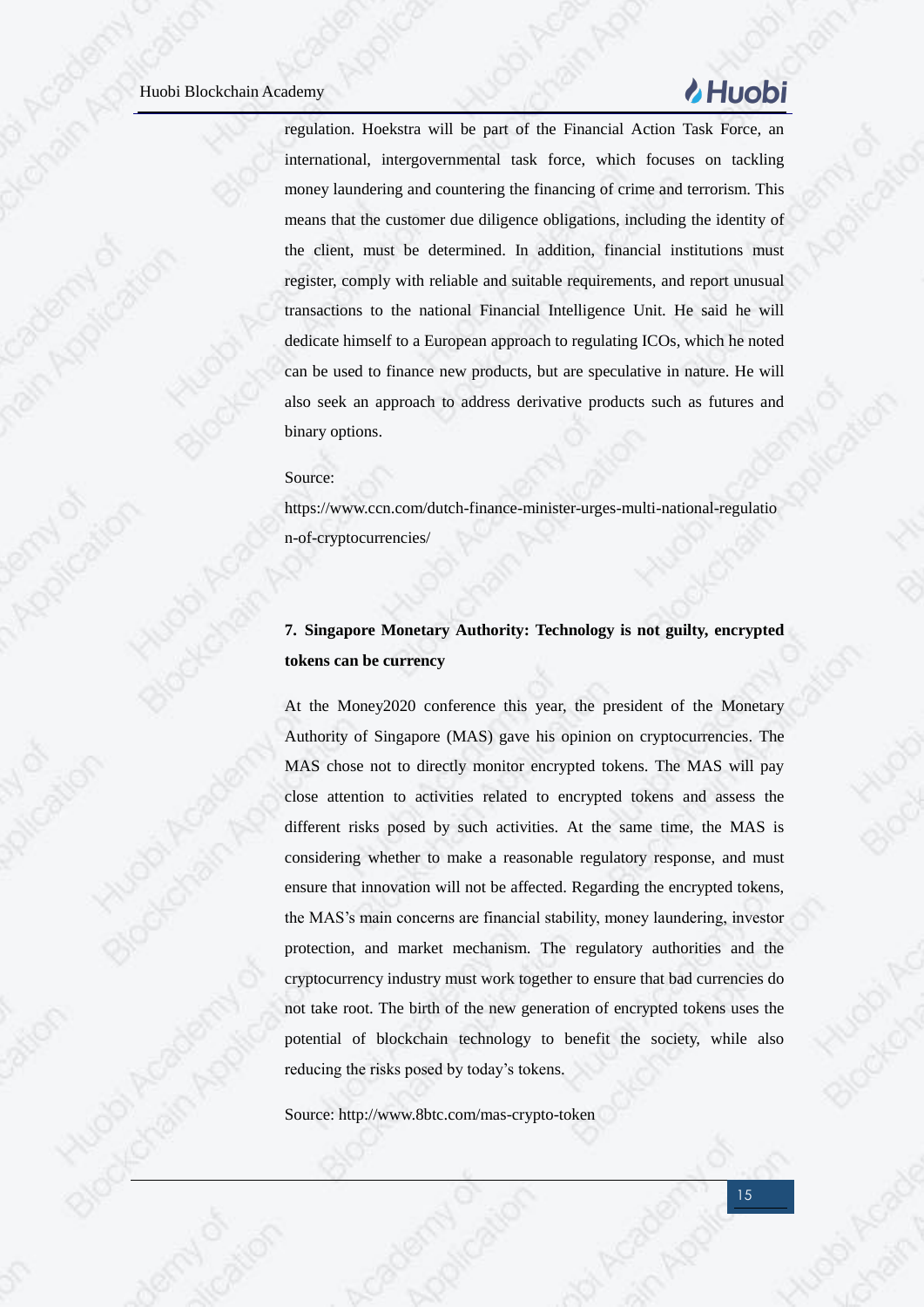regulation. Hoekstra will be part of the Financial Action Task Force, an international, intergovernmental task force, which focuses on tackling money laundering and countering the financing of crime and terrorism. This means that the customer due diligence obligations, including the identity of the client, must be determined. In addition, financial institutions must register, comply with reliable and suitable requirements, and report unusual transactions to the national Financial Intelligence Unit. He said he will dedicate himself to a European approach to regulating ICOs, which he noted can be used to finance new products, but are speculative in nature. He will also seek an approach to address derivative products such as futures and binary options.

Source:

https://www.ccn.com/dutch-finance-minister-urges-multi-national-regulation-of-cryptocurrencies/

## 7. Singapore Monetary Authority: Technology is not guilty, encrypted tokens can be currency

At the Money2020 conference this year, the president of the Monetary Authority of Singapore (MAS) gave his opinion on cryptocurrencies. The MAS chose not to directly monitor encrypted tokens. The MAS will pay close attention to activities related to encrypted tokens and assess the different risks posed by such activities. At the same time, the MAS is considering whether to make a reasonable regulatory response, and must ensure that innovation will not be affected. Regarding the encrypted tokens, the MAS's main concerns are financial stability, money laundering, investor protection, and market mechanism. The regulatory authorities and the cryptocurrency industry must work together to ensure that bad currencies do not take root. The birth of the new generation of encrypted tokens uses the potential of blockchain technology to benefit the society, while also reducing the risks posed by today's tokens.

Source: http://www.8btc.com/mas-crypto-token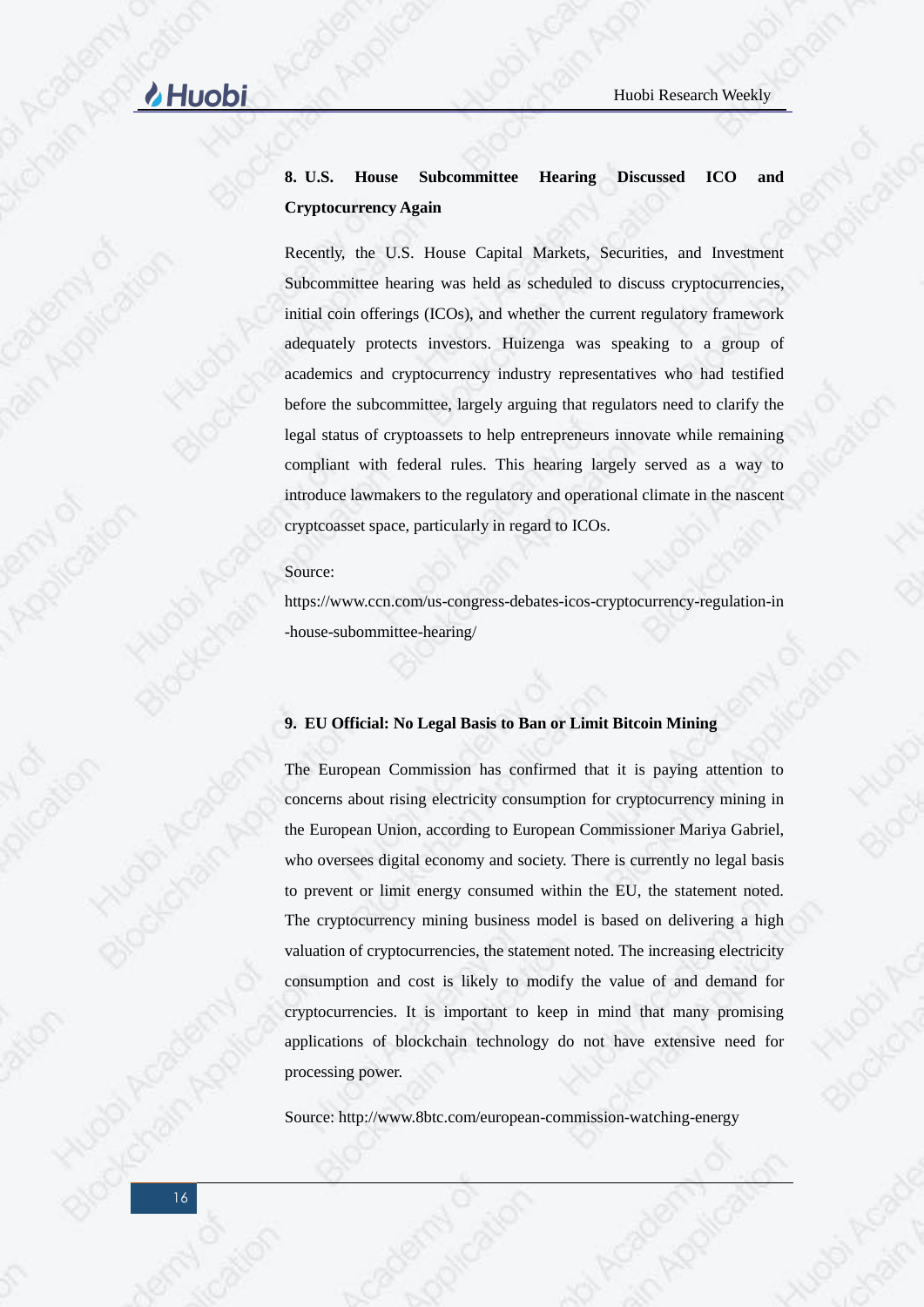**8. U.S. House Subcommittee Hearing Discussed ICO and Cryptocurrency Again**

Recently, the U.S. House Capital Markets, Securities, and Investment Subcommittee hearing was held as scheduled to discuss cryptocurrencies, initial coin offerings (ICOs), and whether the current regulatory framework adequately protects investors. Huizenga was speaking to a group of academics and cryptocurrency industry representatives who had testified before the subcommittee, largely arguing that regulators need to clarify the legal status of cryptoassets to help entrepreneurs innovate while remaining compliant with federal rules. This hearing largely served as a way to introduce lawmakers to the regulatory and operational climate in the nascent cryptcoasset space, particularly in regard to ICOs.

Source:
https://www.ccn.com/us-congress-debates-icos-cryptocurrency-regulation-in-house-subommittee-hearing/

**9. EU Official: No Legal Basis to Ban or Limit Bitcoin Mining**

The European Commission has confirmed that it is paying attention to concerns about rising electricity consumption for cryptocurrency mining in the European Union, according to European Commissioner Mariya Gabriel, who oversees digital economy and society. There is currently no legal basis to prevent or limit energy consumed within the EU, the statement noted. The cryptocurrency mining business model is based on delivering a high valuation of cryptocurrencies, the statement noted. The increasing electricity consumption and cost is likely to modify the value of and demand for cryptocurrencies. It is important to keep in mind that many promising applications of blockchain technology do not have extensive need for processing power.

Source: http://www.8btc.com/european-commission-watching-energy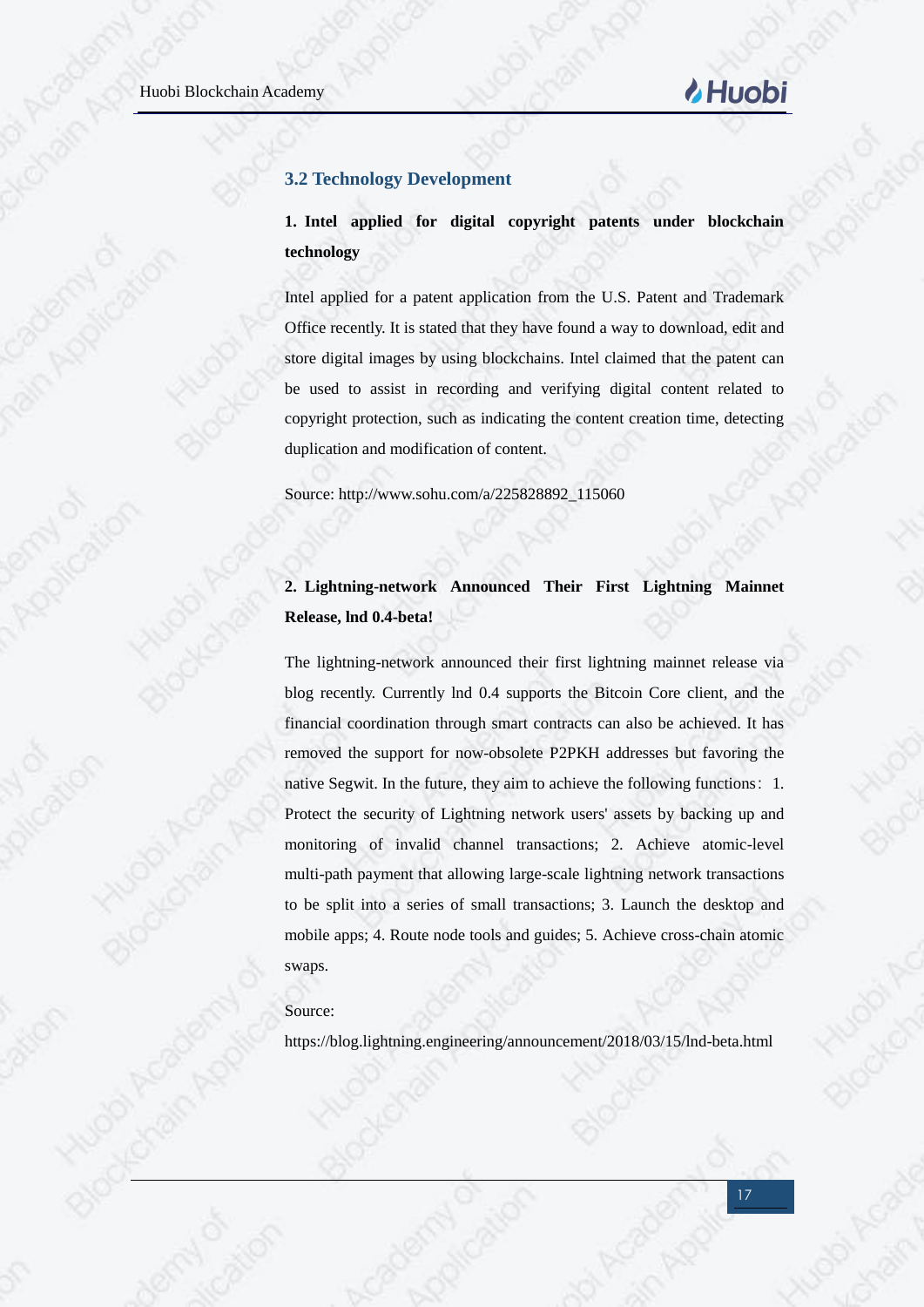## 3.2 Technology Development

### 1. Intel applied for digital copyright patents under blockchain technology

Intel applied for a patent application from the U.S. Patent and Trademark Office recently. It is stated that they have found a way to download, edit and store digital images by using blockchains. Intel claimed that the patent can be used to assist in recording and verifying digital content related to copyright protection, such as indicating the content creation time, detecting duplication and modification of content.

Source: http://www.sohu.com/a/225828892_115060

### 2. Lightning-network Announced Their First Lightning Mainnet Release, lnd 0.4-beta!

The lightning-network announced their first lightning mainnet release via blog recently. Currently lnd 0.4 supports the Bitcoin Core client, and the financial coordination through smart contracts can also be achieved. It has removed the support for now-obsolete P2PKH addresses but favoring the native Segwit. In the future, they aim to achieve the following functions: 1. Protect the security of Lightning network users' assets by backing up and monitoring of invalid channel transactions; 2. Achieve atomic-level multi-path payment that allowing large-scale lightning network transactions to be split into a series of small transactions; 3. Launch the desktop and mobile apps; 4. Route node tools and guides; 5. Achieve cross-chain atomic swaps.

Source:

https://blog.lightning.engineering/announcement/2018/03/15/lnd-beta.html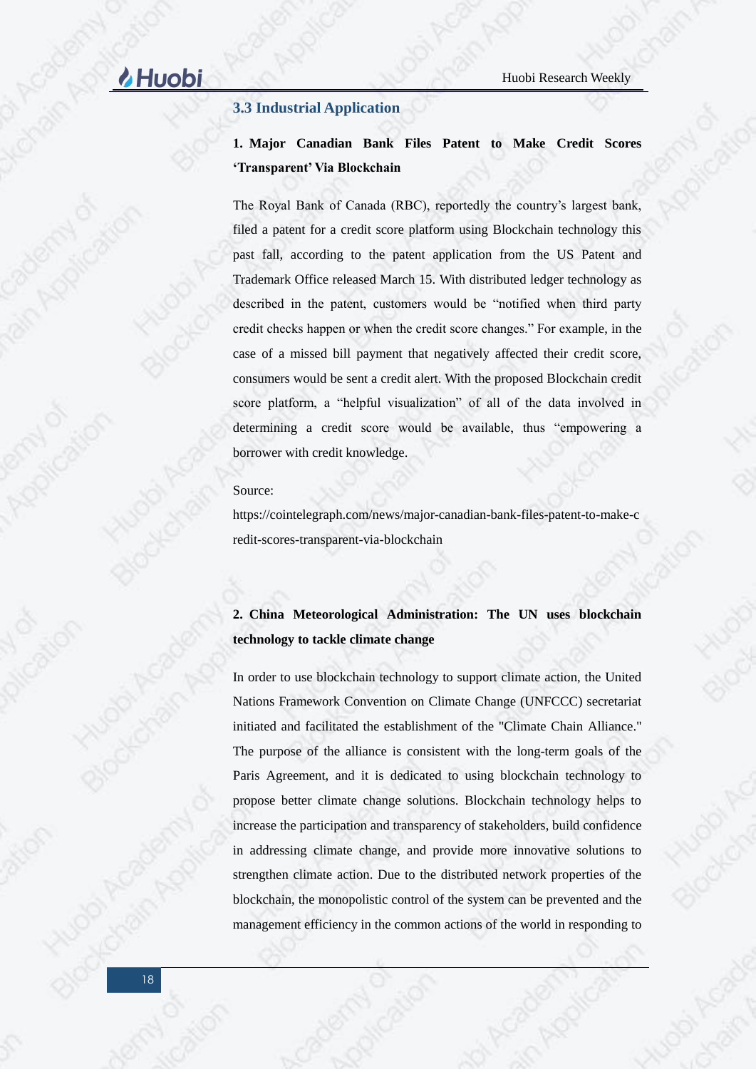### 3.3 Industrial Application

**1. Major Canadian Bank Files Patent to Make Credit Scores 'Transparent' Via Blockchain**

The Royal Bank of Canada (RBC), reportedly the country's largest bank, filed a patent for a credit score platform using Blockchain technology this past fall, according to the patent application from the US Patent and Trademark Office released March 15. With distributed ledger technology as described in the patent, customers would be "notified when third party credit checks happen or when the credit score changes." For example, in the case of a missed bill payment that negatively affected their credit score, consumers would be sent a credit alert. With the proposed Blockchain credit score platform, a "helpful visualization" of all of the data involved in determining a credit score would be available, thus "empowering a borrower with credit knowledge.

Source:

https://cointelegraph.com/news/major-canadian-bank-files-patent-to-make-credit-scores-transparent-via-blockchain

**2. China Meteorological Administration: The UN uses blockchain technology to tackle climate change**

In order to use blockchain technology to support climate action, the United Nations Framework Convention on Climate Change (UNFCCC) secretariat initiated and facilitated the establishment of the "Climate Chain Alliance." The purpose of the alliance is consistent with the long-term goals of the Paris Agreement, and it is dedicated to using blockchain technology to propose better climate change solutions. Blockchain technology helps to increase the participation and transparency of stakeholders, build confidence in addressing climate change, and provide more innovative solutions to strengthen climate action. Due to the distributed network properties of the blockchain, the monopolistic control of the system can be prevented and the management efficiency in the common actions of the world in responding to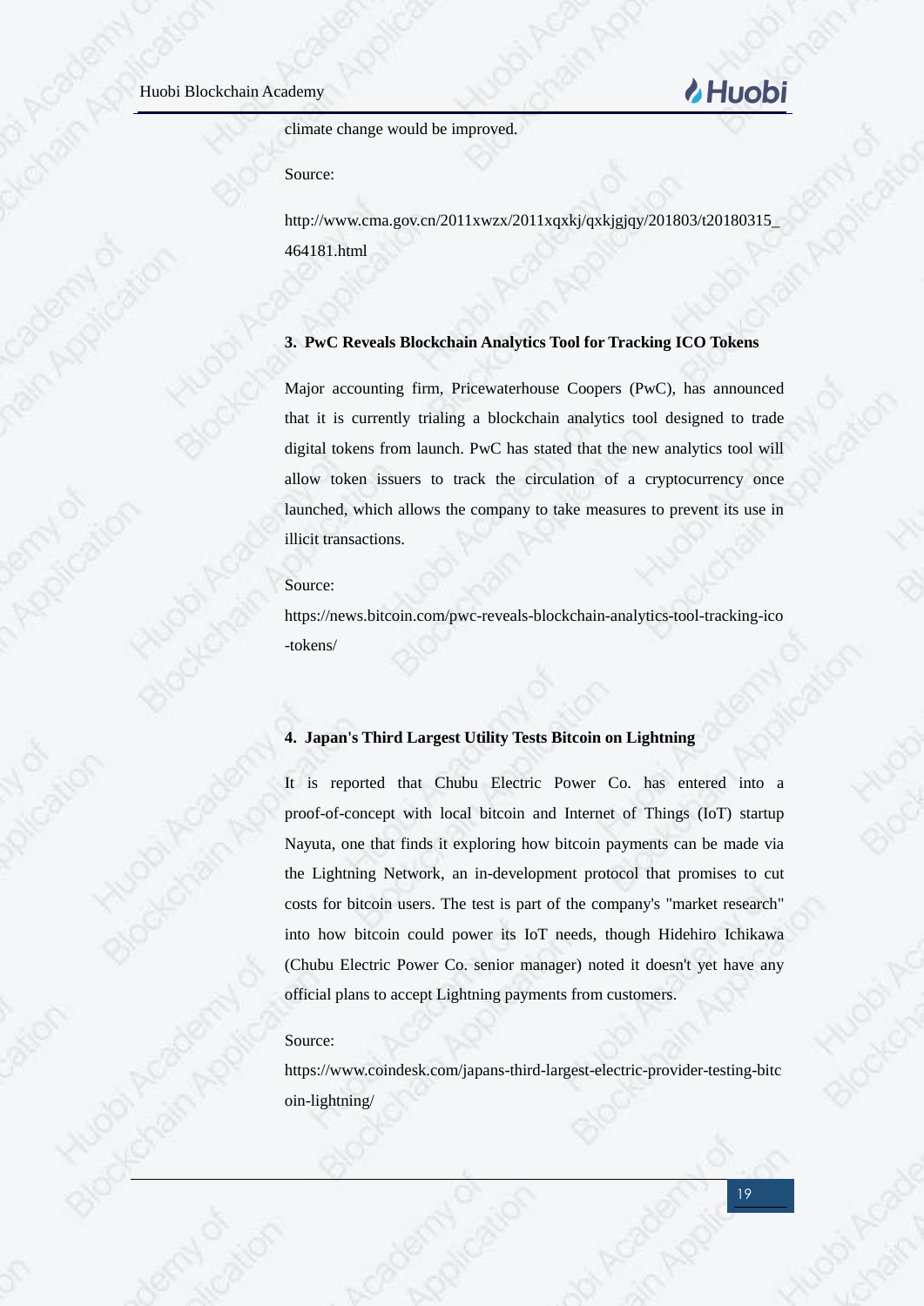climate change would be improved.

Source:

http://www.cma.gov.cn/2011xwzx/2011xqxkj/qxkjgjqy/201803/t20180315_464181.html

**3. PwC Reveals Blockchain Analytics Tool for Tracking ICO Tokens**

Major accounting firm, Pricewaterhouse Coopers (PwC), has announced that it is currently trialing a blockchain analytics tool designed to trade digital tokens from launch. PwC has stated that the new analytics tool will allow token issuers to track the circulation of a cryptocurrency once launched, which allows the company to take measures to prevent its use in illicit transactions.

Source:

https://news.bitcoin.com/pwc-reveals-blockchain-analytics-tool-tracking-ico-tokens/

**4. Japan's Third Largest Utility Tests Bitcoin on Lightning**

It is reported that Chubu Electric Power Co. has entered into a proof-of-concept with local bitcoin and Internet of Things (IoT) startup Nayuta, one that finds it exploring how bitcoin payments can be made via the Lightning Network, an in-development protocol that promises to cut costs for bitcoin users. The test is part of the company's "market research" into how bitcoin could power its IoT needs, though Hidehiro Ichikawa (Chubu Electric Power Co. senior manager) noted it doesn't yet have any official plans to accept Lightning payments from customers.

Source:

https://www.coindesk.com/japans-third-largest-electric-provider-testing-bitcoin-lightning/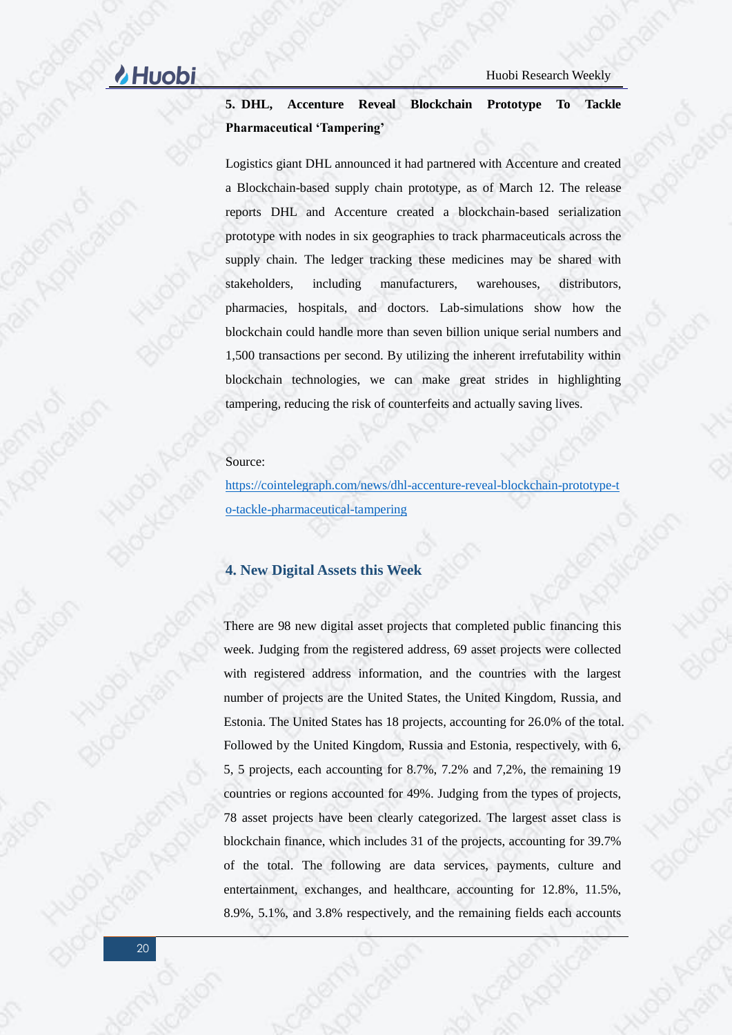**5. DHL, Accenture Reveal Blockchain Prototype To Tackle Pharmaceutical 'Tampering'**

Logistics giant DHL announced it had partnered with Accenture and created a Blockchain-based supply chain prototype, as of March 12. The release reports DHL and Accenture created a blockchain-based serialization prototype with nodes in six geographies to track pharmaceuticals across the supply chain. The ledger tracking these medicines may be shared with stakeholders, including manufacturers, warehouses, distributors, pharmacies, hospitals, and doctors. Lab-simulations show how the blockchain could handle more than seven billion unique serial numbers and 1,500 transactions per second. By utilizing the inherent irrefutability within blockchain technologies, we can make great strides in highlighting tampering, reducing the risk of counterfeits and actually saving lives.

Source:
https://cointelegraph.com/news/dhl-accenture-reveal-blockchain-prototype-to-tackle-pharmaceutical-tampering

## 4. New Digital Assets this Week

There are 98 new digital asset projects that completed public financing this week. Judging from the registered address, 69 asset projects were collected with registered address information, and the countries with the largest number of projects are the United States, the United Kingdom, Russia, and Estonia. The United States has 18 projects, accounting for 26.0% of the total. Followed by the United Kingdom, Russia and Estonia, respectively, with 6, 5, 5 projects, each accounting for 8.7%, 7.2% and 7,2%, the remaining 19 countries or regions accounted for 49%. Judging from the types of projects, 78 asset projects have been clearly categorized. The largest asset class is blockchain finance, which includes 31 of the projects, accounting for 39.7% of the total. The following are data services, payments, culture and entertainment, exchanges, and healthcare, accounting for 12.8%, 11.5%, 8.9%, 5.1%, and 3.8% respectively, and the remaining fields each accounts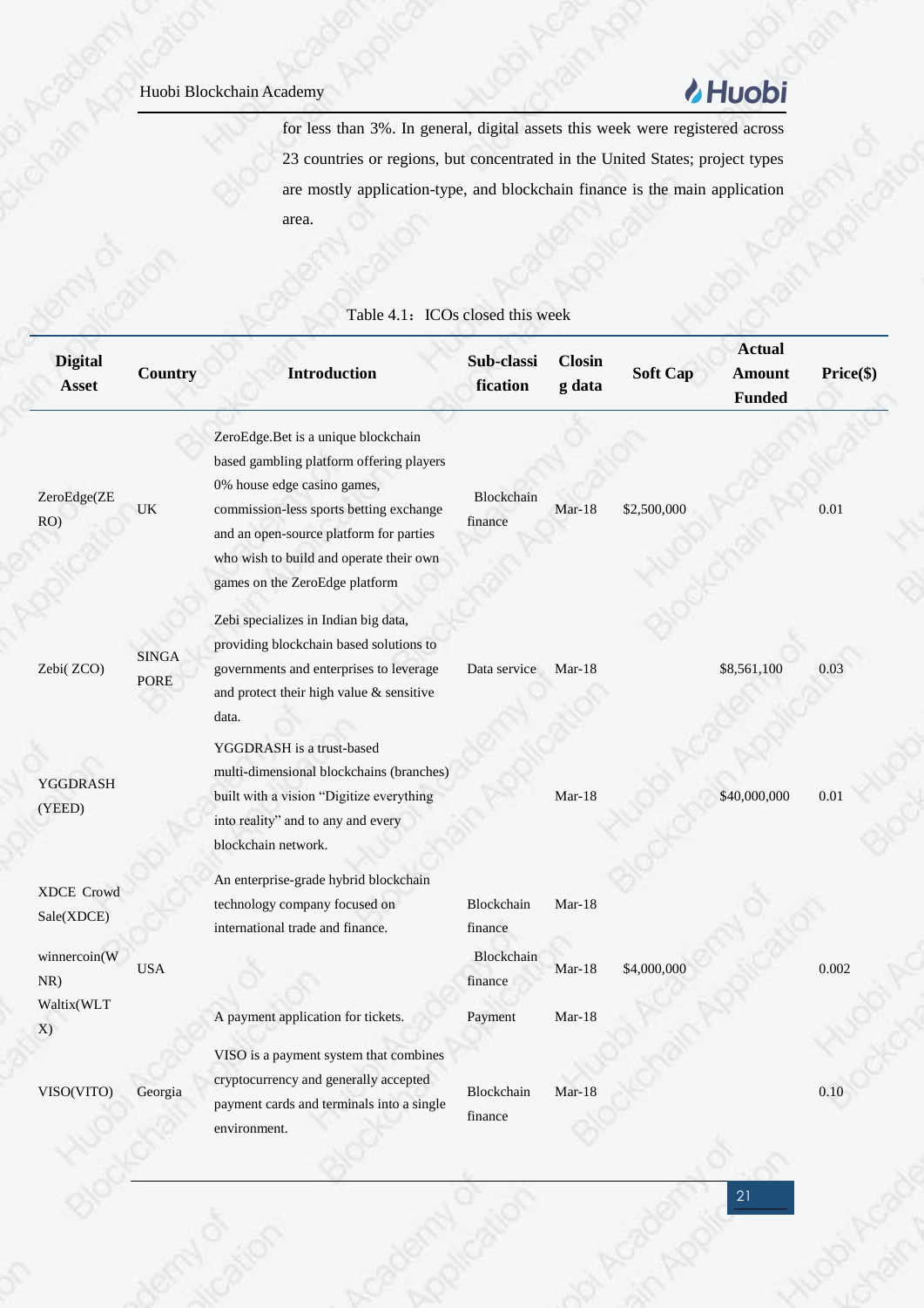for less than 3%. In general, digital assets this week were registered across 23 countries or regions, but concentrated in the United States; project types are mostly application-type, and blockchain finance is the main application area.

Table 4.1：ICOs closed this week

| Digital Asset | Country | Introduction | Sub-classification | Closing data | Soft Cap | Actual Amount Funded | Price($) |
|---|---|---|---|---|---|---|---|
| ZeroEdge(ZERO) | UK | ZeroEdge.Bet is a unique blockchain based gambling platform offering players 0% house edge casino games, commission-less sports betting exchange and an open-source platform for parties who wish to build and operate their own games on the ZeroEdge platform | Blockchain finance | Mar-18 | $2,500,000 | | 0.01 |
| Zebi( ZCO) | SINGAPORE | Zebi specializes in Indian big data, providing blockchain based solutions to governments and enterprises to leverage and protect their high value & sensitive data. | Data service | Mar-18 | | $8,561,100 | 0.03 |
| YGGDRASH (YEED) | | YGGDRASH is a trust-based multi-dimensional blockchains (branches) built with a vision "Digitize everything into reality" and to any and every blockchain network. | | Mar-18 | | $40,000,000 | 0.01 |
| XDCE Crowd Sale(XDCE) | | An enterprise-grade hybrid blockchain technology company focused on international trade and finance. | Blockchain finance | Mar-18 | | | |
| winnercoin(WNR) | USA | | Blockchain finance | Mar-18 | $4,000,000 | | 0.002 |
| Waltix(WLTX) | | A payment application for tickets. | Payment | Mar-18 | | | |
| VISO(VITO) | Georgia | VISO is a payment system that combines cryptocurrency and generally accepted payment cards and terminals into a single environment. | Blockchain finance | Mar-18 | | | 0.10 |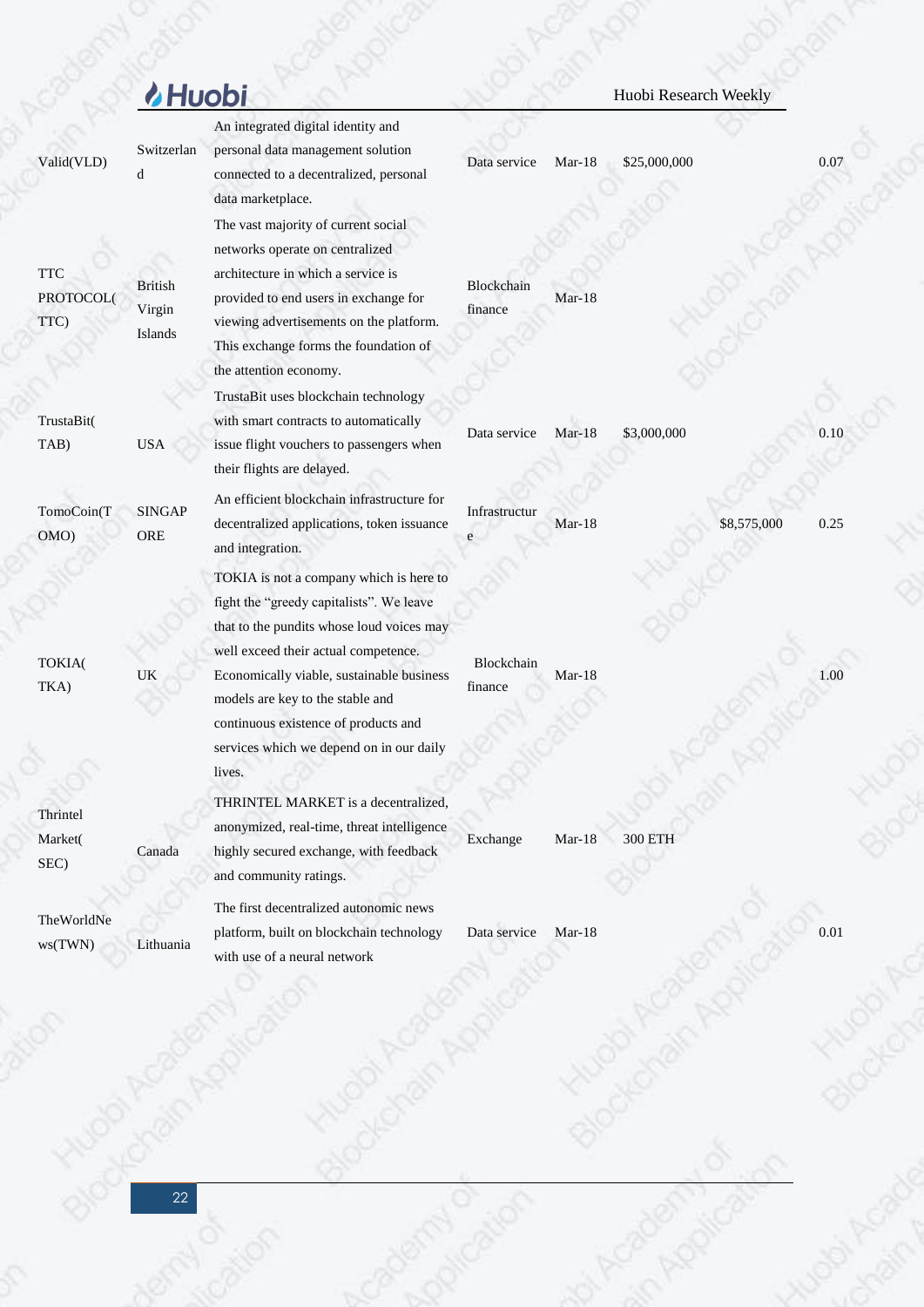| | | | | | | | |
|---|---|---|---|---|---|---|---|
| Valid(VLD) | Switzerland | An integrated digital identity and personal data management solution connected to a decentralized, personal data marketplace. | Data service | Mar-18 | $25,000,000 | | 0.07 |
| TTC PROTOCOL(TTC) | British Virgin Islands | The vast majority of current social networks operate on centralized architecture in which a service is provided to end users in exchange for viewing advertisements on the platform. This exchange forms the foundation of the attention economy. | Blockchain finance | Mar-18 | | | |
| TrustaBit(TAB) | USA | TrustaBit uses blockchain technology with smart contracts to automatically issue flight vouchers to passengers when their flights are delayed. | Data service | Mar-18 | $3,000,000 | | 0.10 |
| TomoCoin(TOMO) | SINGAPORE | An efficient blockchain infrastructure for decentralized applications, token issuance and integration. | Infrastructure | Mar-18 | | $8,575,000 | 0.25 |
| TOKIA(TKA) | UK | TOKIA is not a company which is here to fight the "greedy capitalists". We leave that to the pundits whose loud voices may well exceed their actual competence. Economically viable, sustainable business models are key to the stable and continuous existence of products and services which we depend on in our daily lives. | Blockchain finance | Mar-18 | | | 1.00 |
| Thrintel Market(SEC) | Canada | THRINTEL MARKET is a decentralized, anonymized, real-time, threat intelligence highly secured exchange, with feedback and community ratings. | Exchange | Mar-18 | 300 ETH | | |
| TheWorldNews(TWN) | Lithuania | The first decentralized autonomic news platform, built on blockchain technology with use of a neural network | Data service | Mar-18 | | | 0.01 |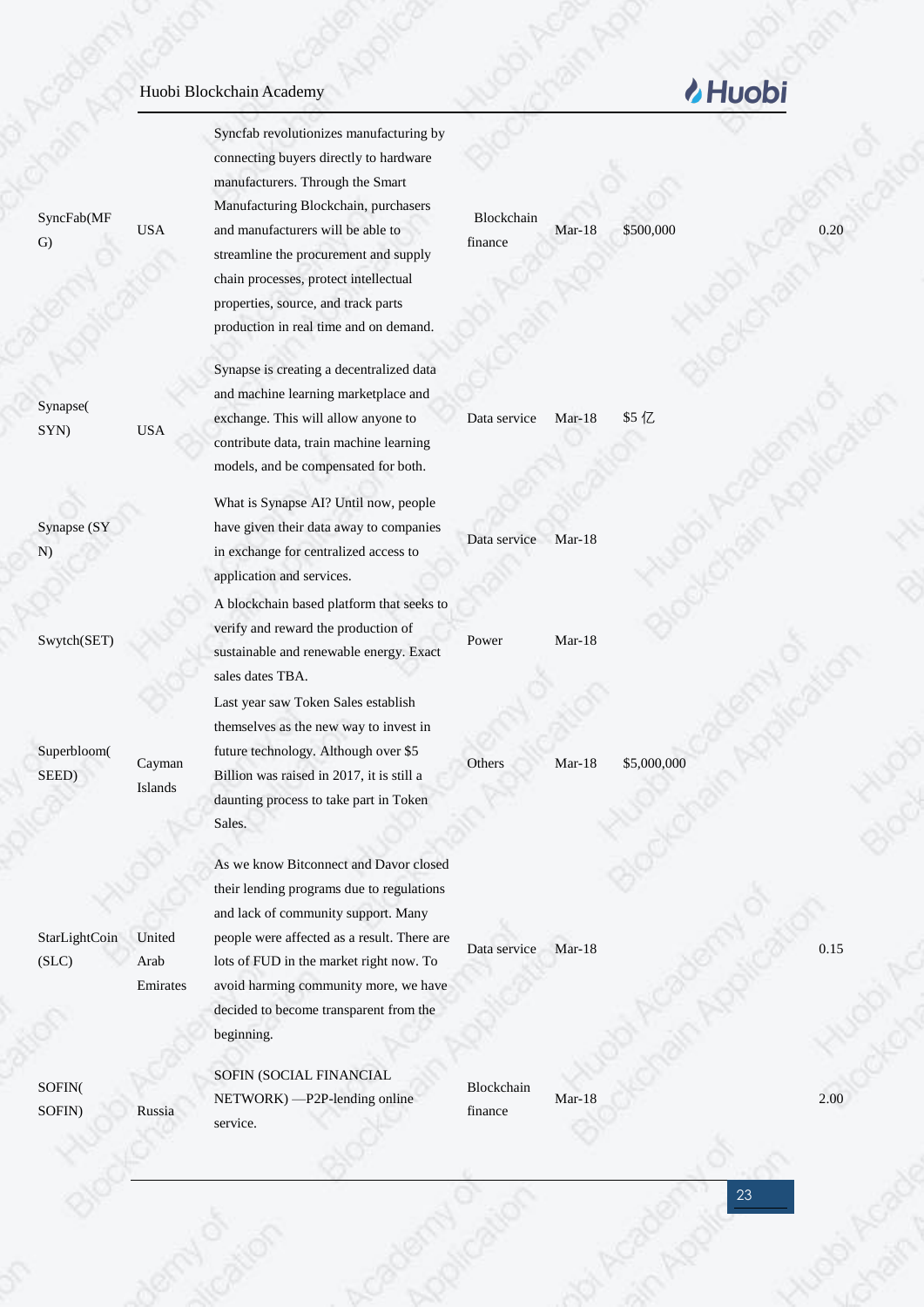| | | | | | | |
|---|---|---|---|---|---|---|
| SyncFab(MFG) | USA | Syncfab revolutionizes manufacturing by connecting buyers directly to hardware manufacturers. Through the Smart Manufacturing Blockchain, purchasers and manufacturers will be able to streamline the procurement and supply chain processes, protect intellectual properties, source, and track parts production in real time and on demand. | Blockchain finance | Mar-18 | $500,000 | 0.20 |
| Synapse(SYN) | USA | Synapse is creating a decentralized data and machine learning marketplace and exchange. This will allow anyone to contribute data, train machine learning models, and be compensated for both. | Data service | Mar-18 | $5 亿 | |
| Synapse (SYN) | | What is Synapse AI? Until now, people have given their data away to companies in exchange for centralized access to application and services. | Data service | Mar-18 | | |
| Swytch(SET) | | A blockchain based platform that seeks to verify and reward the production of sustainable and renewable energy. Exact sales dates TBA. | Power | Mar-18 | | |
| Superbloom(SEED) | Cayman Islands | Last year saw Token Sales establish themselves as the new way to invest in future technology. Although over $5 Billion was raised in 2017, it is still a daunting process to take part in Token Sales. | Others | Mar-18 | $5,000,000 | |
| StarLightCoin (SLC) | United Arab Emirates | As we know Bitconnect and Davor closed their lending programs due to regulations and lack of community support. Many people were affected as a result. There are lots of FUD in the market right now. To avoid harming community more, we have decided to become transparent from the beginning. | Data service | Mar-18 | | 0.15 |
| SOFIN(SOFIN) | Russia | SOFIN (SOCIAL FINANCIAL NETWORK) —P2P-lending online service. | Blockchain finance | Mar-18 | | 2.00 |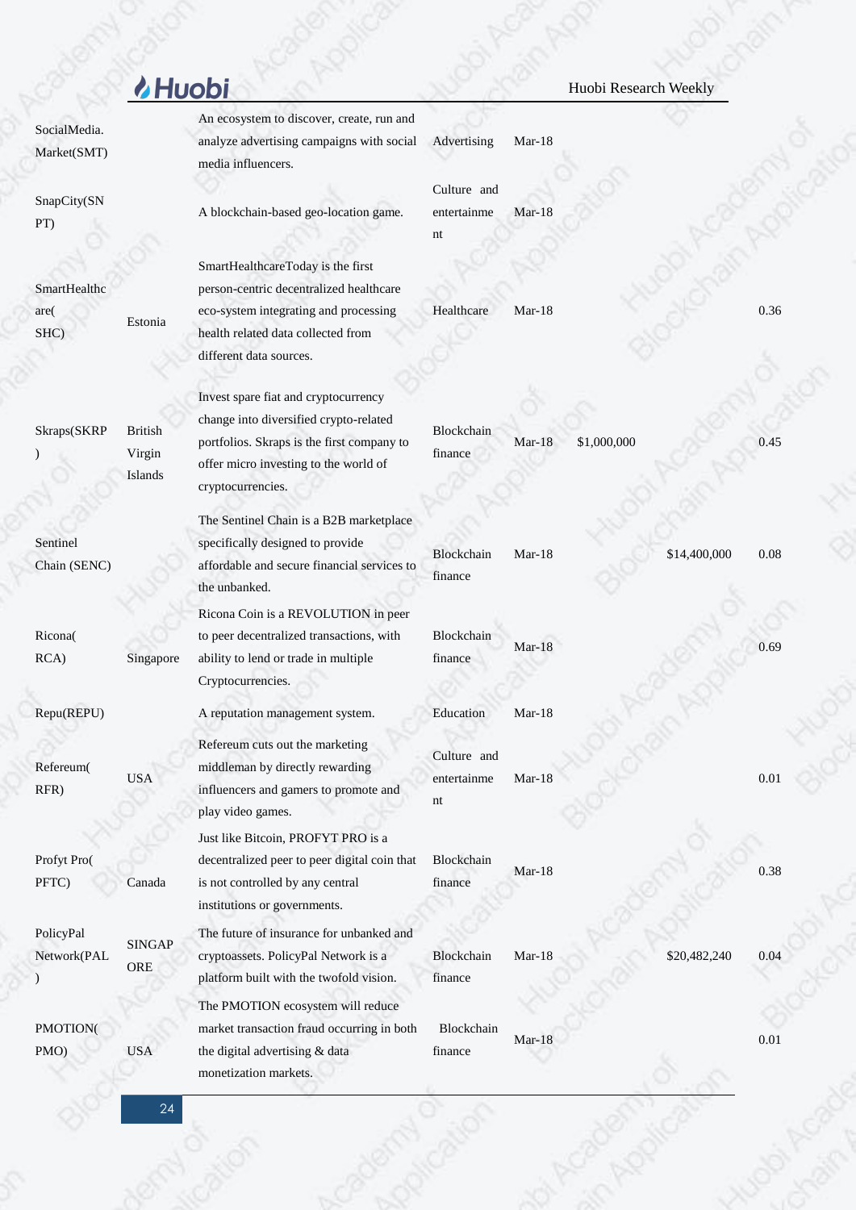| | | | | | | | |
|---|---|---|---|---|---|---|---|
| SocialMedia. Market(SMT) | | An ecosystem to discover, create, run and analyze advertising campaigns with social media influencers. | Advertising | Mar-18 | | | |
| SnapCity(SNPT) | | A blockchain-based geo-location game. | Culture and entertainment | Mar-18 | | | |
| SmartHealthcare( SHC) | Estonia | SmartHealthcareToday is the first person-centric decentralized healthcare eco-system integrating and processing health related data collected from different data sources. | Healthcare | Mar-18 | | | 0.36 |
| Skraps(SKRP) | British Virgin Islands | Invest spare fiat and cryptocurrency change into diversified crypto-related portfolios. Skraps is the first company to offer micro investing to the world of cryptocurrencies. | Blockchain finance | Mar-18 | $1,000,000 | | 0.45 |
| Sentinel Chain (SENC) | | The Sentinel Chain is a B2B marketplace specifically designed to provide affordable and secure financial services to the unbanked. | Blockchain finance | Mar-18 | | $14,400,000 | 0.08 |
| Ricona( RCA) | Singapore | Ricona Coin is a REVOLUTION in peer to peer decentralized transactions, with ability to lend or trade in multiple Cryptocurrencies. | Blockchain finance | Mar-18 | | | 0.69 |
| Repu(REPU) | | A reputation management system. | Education | Mar-18 | | | |
| Refereum( RFR) | USA | Refereum cuts out the marketing middleman by directly rewarding influencers and gamers to promote and play video games. | Culture and entertainment | Mar-18 | | | 0.01 |
| Profyt Pro( PFTC) | Canada | Just like Bitcoin, PROFYT PRO is a decentralized peer to peer digital coin that is not controlled by any central institutions or governments. | Blockchain finance | Mar-18 | | | 0.38 |
| PolicyPal Network(PAL) | SINGAPORE | The future of insurance for unbanked and cryptoassets. PolicyPal Network is a platform built with the twofold vision. | Blockchain finance | Mar-18 | | $20,482,240 | 0.04 |
| PMOTION( PMO) | USA | The PMOTION ecosystem will reduce market transaction fraud occurring in both the digital advertising & data monetization markets. | Blockchain finance | Mar-18 | | | 0.01 |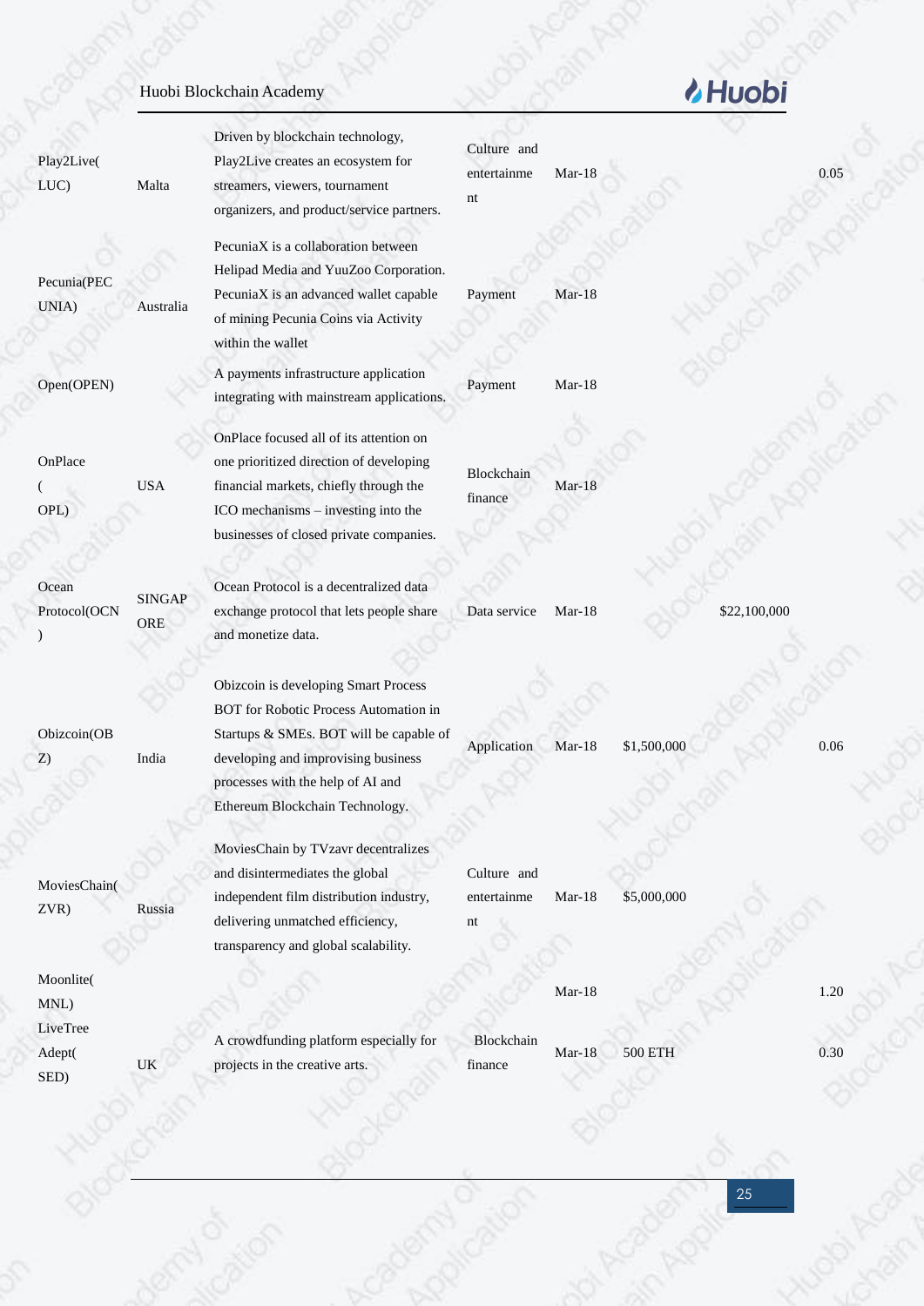| | | | | | | | |
|---|---|---|---|---|---|---|---|
| Play2Live(LUC) | Malta | Driven by blockchain technology, Play2Live creates an ecosystem for streamers, viewers, tournament organizers, and product/service partners. | Culture and entertainment | Mar-18 | | | 0.05 |
| Pecunia(PECUNIA) | Australia | PecuniaX is a collaboration between Helipad Media and YuuZoo Corporation. PecuniaX is an advanced wallet capable of mining Pecunia Coins via Activity within the wallet | Payment | Mar-18 | | | |
| Open(OPEN) | | A payments infrastructure application integrating with mainstream applications. | Payment | Mar-18 | | | |
| OnPlace(OPL) | USA | OnPlace focused all of its attention on one prioritized direction of developing financial markets, chiefly through the ICO mechanisms – investing into the businesses of closed private companies. | Blockchain finance | Mar-18 | | | |
| Ocean Protocol(OCN) | SINGAPORE | Ocean Protocol is a decentralized data exchange protocol that lets people share and monetize data. | Data service | Mar-18 | | $22,100,000 | |
| Obizcoin(OBZ) | India | Obizcoin is developing Smart Process BOT for Robotic Process Automation in Startups & SMEs. BOT will be capable of developing and improvising business processes with the help of AI and Ethereum Blockchain Technology. | Application | Mar-18 | $1,500,000 | | 0.06 |
| MoviesChain(ZVR) | Russia | MoviesChain by TVzavr decentralizes and disintermediates the global independent film distribution industry, delivering unmatched efficiency, transparency and global scalability. | Culture and entertainment | Mar-18 | $5,000,000 | | |
| Moonlite(MNL) | | | | Mar-18 | | | 1.20 |
| LiveTree Adept(SED) | UK | A crowdfunding platform especially for projects in the creative arts. | Blockchain finance | Mar-18 | 500 ETH | | 0.30 |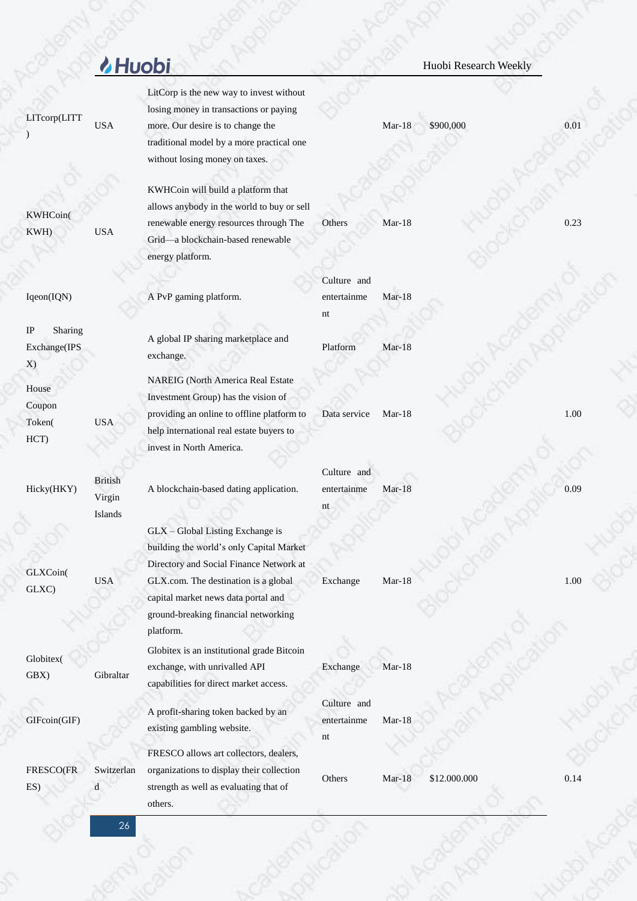| | | | | | | |
|---|---|---|---|---|---|---|
| LITcorp(LITT) | USA | LitCorp is the new way to invest without losing money in transactions or paying more. Our desire is to change the traditional model by a more practical one without losing money on taxes. | | Mar-18 | $900,000 | 0.01 |
| KWHCoin(KWH) | USA | KWHCoin will build a platform that allows anybody in the world to buy or sell renewable energy resources through The Grid—a blockchain-based renewable energy platform. | Others | Mar-18 | | 0.23 |
| Iqeon(IQN) | | A PvP gaming platform. | Culture and entertainment | Mar-18 | | |
| IP Sharing Exchange(IPSX) | | A global IP sharing marketplace and exchange. | Platform | Mar-18 | | |
| House Coupon Token(HCT) | USA | NAREIG (North America Real Estate Investment Group) has the vision of providing an online to offline platform to help international real estate buyers to invest in North America. | Data service | Mar-18 | | 1.00 |
| Hicky(HKY) | British Virgin Islands | A blockchain-based dating application. | Culture and entertainment | Mar-18 | | 0.09 |
| GLXCoin(GLXC) | USA | GLX – Global Listing Exchange is building the world's only Capital Market Directory and Social Finance Network at GLX.com. The destination is a global capital market news data portal and ground-breaking financial networking platform. | Exchange | Mar-18 | | 1.00 |
| Globitex(GBX) | Gibraltar | Globitex is an institutional grade Bitcoin exchange, with unrivalled API capabilities for direct market access. | Exchange | Mar-18 | | |
| GIFcoin(GIF) | | A profit-sharing token backed by an existing gambling website. | Culture and entertainment | Mar-18 | | |
| FRESCO(FRES) | Switzerland | FRESCO allows art collectors, dealers, organizations to display their collection strength as well as evaluating that of others. | Others | Mar-18 | $12.000.000 | 0.14 |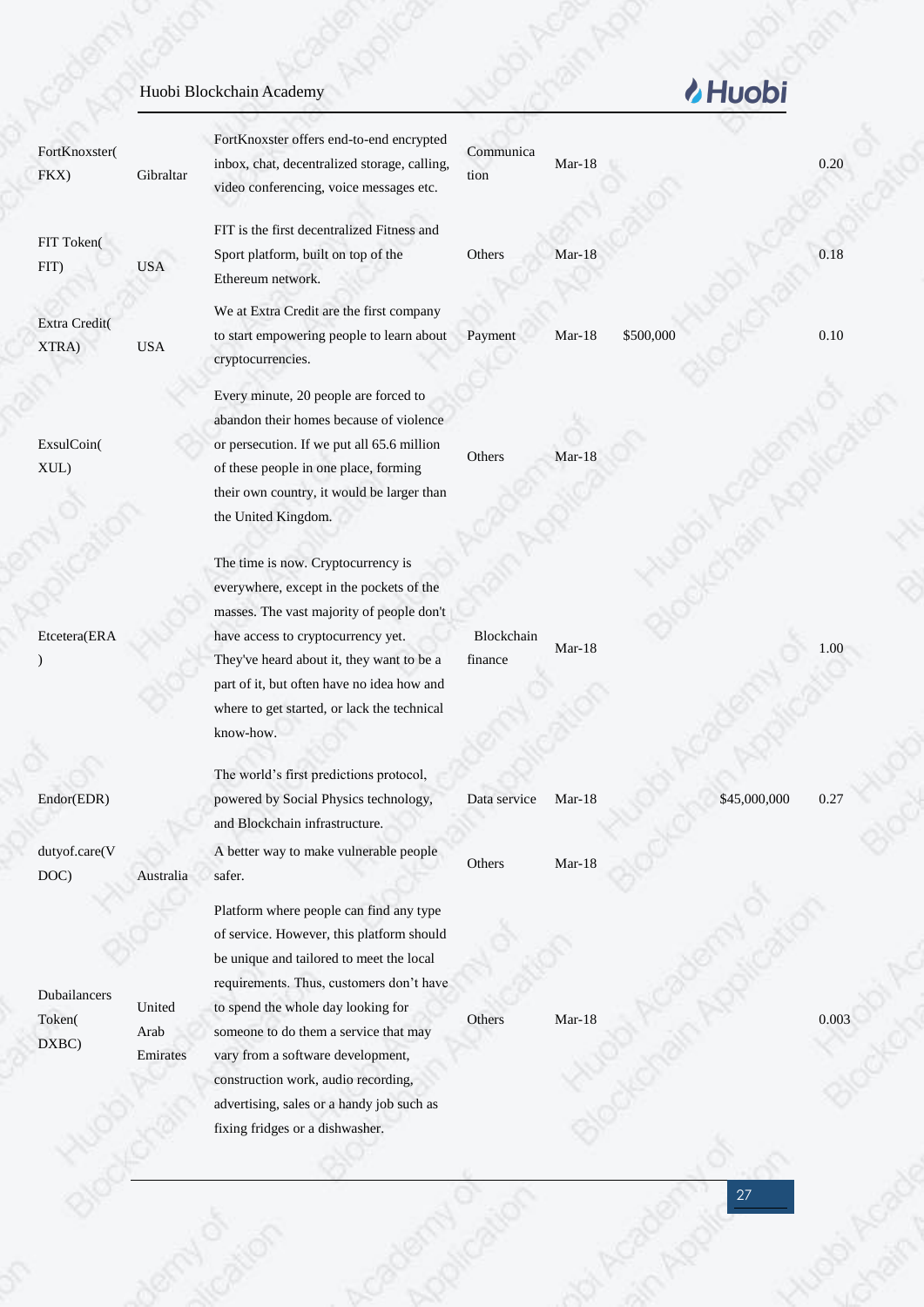| | | | | | | | |
|---|---|---|---|---|---|---|---|
| FortKnoxster(FKX) | Gibraltar | FortKnoxster offers end-to-end encrypted inbox, chat, decentralized storage, calling, video conferencing, voice messages etc. | Communication | Mar-18 | | | 0.20 |
| FIT Token(FIT) | USA | FIT is the first decentralized Fitness and Sport platform, built on top of the Ethereum network. | Others | Mar-18 | | | 0.18 |
| Extra Credit(XTRA) | USA | We at Extra Credit are the first company to start empowering people to learn about cryptocurrencies. | Payment | Mar-18 | $500,000 | | 0.10 |
| ExsulCoin(XUL) | | Every minute, 20 people are forced to abandon their homes because of violence or persecution. If we put all 65.6 million of these people in one place, forming their own country, it would be larger than the United Kingdom. | Others | Mar-18 | | | |
| Etcetera(ERA) | | The time is now. Cryptocurrency is everywhere, except in the pockets of the masses. The vast majority of people don't have access to cryptocurrency yet. They've heard about it, they want to be a part of it, but often have no idea how and where to get started, or lack the technical know-how. | Blockchain finance | Mar-18 | | | 1.00 |
| Endor(EDR) | | The world's first predictions protocol, powered by Social Physics technology, and Blockchain infrastructure. | Data service | Mar-18 | | $45,000,000 | 0.27 |
| dutyof.care(VDOC) | Australia | A better way to make vulnerable people safer. | Others | Mar-18 | | | |
| Dubailancers Token(DXBC) | United Arab Emirates | Platform where people can find any type of service. However, this platform should be unique and tailored to meet the local requirements. Thus, customers don't have to spend the whole day looking for someone to do them a service that may vary from a software development, construction work, audio recording, advertising, sales or a handy job such as fixing fridges or a dishwasher. | Others | Mar-18 | | | 0.003 |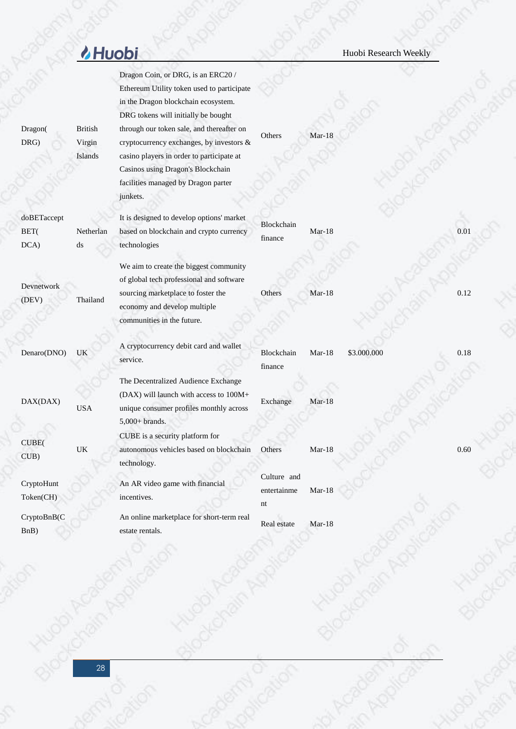| | | | | | | |
|---|---|---|---|---|---|---|
| Dragon(DRG) | British Virgin Islands | Dragon Coin, or DRG, is an ERC20 / Ethereum Utility token used to participate in the Dragon blockchain ecosystem. DRG tokens will initially be bought through our token sale, and thereafter on cryptocurrency exchanges, by investors & casino players in order to participate at Casinos using Dragon's Blockchain facilities managed by Dragon parter junkets. | Others | Mar-18 | | |
| doBETaccept BET(DCA) | Netherlands | It is designed to develop options' market based on blockchain and crypto currency technologies | Blockchain finance | Mar-18 | | 0.01 |
| Devnetwork (DEV) | Thailand | We aim to create the biggest community of global tech professional and software sourcing marketplace to foster the economy and develop multiple communities in the future. | Others | Mar-18 | | 0.12 |
| Denaro(DNO) | UK | A cryptocurrency debit card and wallet service. | Blockchain finance | Mar-18 | $3.000.000 | 0.18 |
| DAX(DAX) | USA | The Decentralized Audience Exchange (DAX) will launch with access to 100M+ unique consumer profiles monthly across 5,000+ brands. | Exchange | Mar-18 | | |
| CUBE(CUB) | UK | CUBE is a security platform for autonomous vehicles based on blockchain technology. | Others | Mar-18 | | 0.60 |
| CryptoHunt Token(CH) | | An AR video game with financial incentives. | Culture and entertainment | Mar-18 | | |
| CryptoBnB(CBnB) | | An online marketplace for short-term real estate rentals. | Real estate | Mar-18 | | |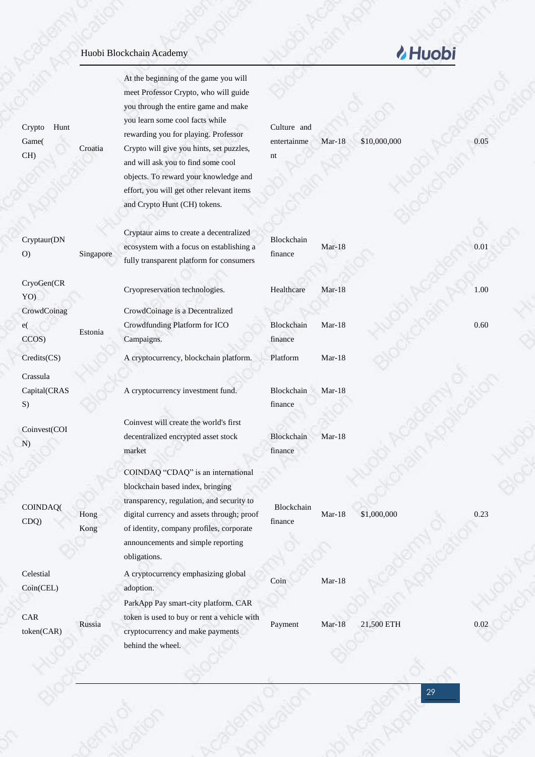| | | | | | | |
|---|---|---|---|---|---|---|
| Crypto Hunt Game( CH) | Croatia | At the beginning of the game you will meet Professor Crypto, who will guide you through the entire game and make you learn some cool facts while rewarding you for playing. Professor Crypto will give you hints, set puzzles, and will ask you to find some cool objects. To reward your knowledge and effort, you will get other relevant items and Crypto Hunt (CH) tokens. | Culture and entertainment | Mar-18 | $10,000,000 | 0.05 |
| Cryptaur(DNO) | Singapore | Cryptaur aims to create a decentralized ecosystem with a focus on establishing a fully transparent platform for consumers | Blockchain finance | Mar-18 | | 0.01 |
| CryoGen(CRYO) | | Cryopreservation technologies. | Healthcare | Mar-18 | | 1.00 |
| CrowdCoinage( CCOS) | Estonia | CrowdCoinage is a Decentralized Crowdfunding Platform for ICO Campaigns. | Blockchain finance | Mar-18 | | 0.60 |
| Credits(CS) | | A cryptocurrency, blockchain platform. | Platform | Mar-18 | | |
| Crassula Capital(CRASS) | | A cryptocurrency investment fund. | Blockchain finance | Mar-18 | | |
| Coinvest(COIN) | | Coinvest will create the world's first decentralized encrypted asset stock market | Blockchain finance | Mar-18 | | |
| COINDAQ( CDQ) | Hong Kong | COINDAQ “CDAQ” is an international blockchain based index, bringing transparency, regulation, and security to digital currency and assets through; proof of identity, company profiles, corporate announcements and simple reporting obligations. | Blockchain finance | Mar-18 | $1,000,000 | 0.23 |
| Celestial Coin(CEL) | | A cryptocurrency emphasizing global adoption. | Coin | Mar-18 | | |
| CAR token(CAR) | Russia | ParkApp Pay smart-city platform. CAR token is used to buy or rent a vehicle with cryptocurrency and make payments behind the wheel. | Payment | Mar-18 | 21,500 ETH | 0.02 |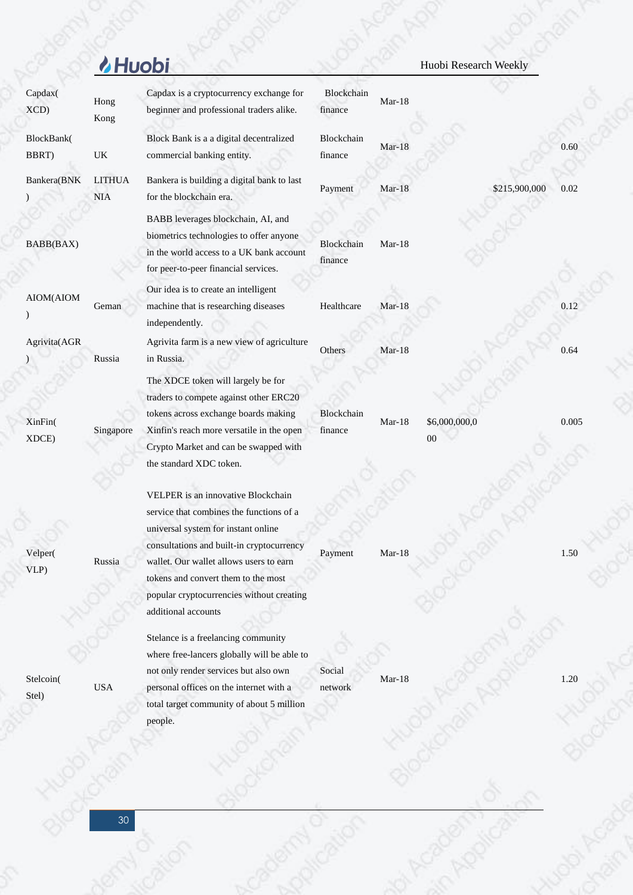| | | | | | | | |
|---|---|---|---|---|---|---|---|
| Capdax( XCD) | Hong Kong | Capdax is a cryptocurrency exchange for beginner and professional traders alike. | Blockchain finance | Mar-18 | | | |
| BlockBank( BBRT) | UK | Block Bank is a a digital decentralized commercial banking entity. | Blockchain finance | Mar-18 | | | 0.60 |
| Bankera(BNK ) | LITHUANIA | Bankera is building a digital bank to last for the blockchain era. | Payment | Mar-18 | | $215,900,000 | 0.02 |
| BABB(BAX) | | BABB leverages blockchain, AI, and biometrics technologies to offer anyone in the world access to a UK bank account for peer-to-peer financial services. | Blockchain finance | Mar-18 | | | |
| AIOM(AIOM ) | Geman | Our idea is to create an intelligent machine that is researching diseases independently. | Healthcare | Mar-18 | | | 0.12 |
| Agrivita(AGR ) | Russia | Agrivita farm is a new view of agriculture in Russia. | Others | Mar-18 | | | 0.64 |
| XinFin( XDCE) | Singapore | The XDCE token will largely be for traders to compete against other ERC20 tokens across exchange boards making Xinfin's reach more versatile in the open Crypto Market and can be swapped with the standard XDC token. | Blockchain finance | Mar-18 | $6,000,000,000 | | 0.005 |
| Velper( VLP) | Russia | VELPER is an innovative Blockchain service that combines the functions of a universal system for instant online consultations and built-in cryptocurrency wallet. Our wallet allows users to earn tokens and convert them to the most popular cryptocurrencies without creating additional accounts | Payment | Mar-18 | | | 1.50 |
| Stelcoin( Stel) | USA | Stelance is a freelancing community where free-lancers globally will be able to not only render services but also own personal offices on the internet with a total target community of about 5 million people. | Social network | Mar-18 | | | 1.20 |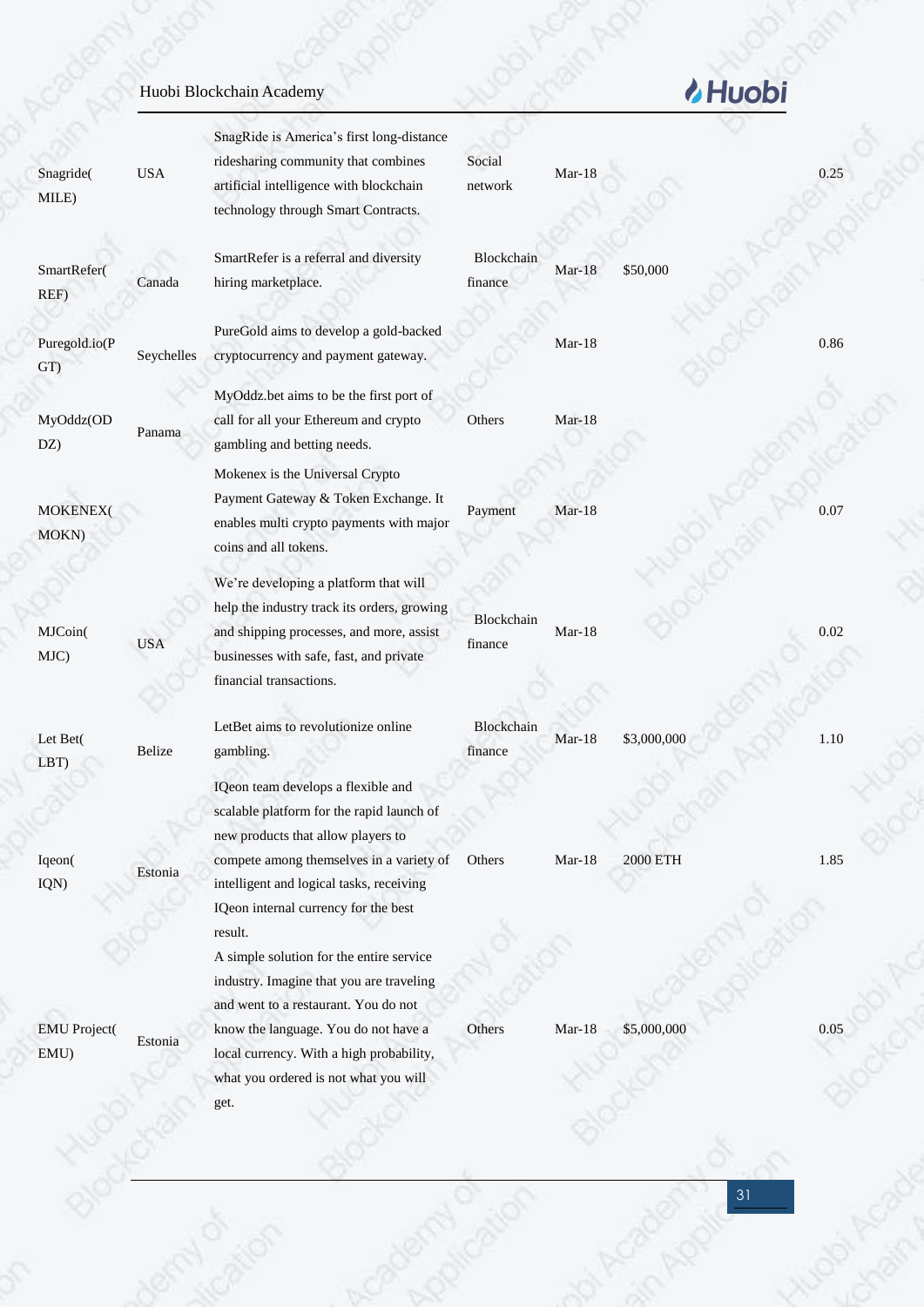| | | | | | | |
|---|---|---|---|---|---|---|
| Snagride( MILE) | USA | SnagRide is America's first long-distance ridesharing community that combines artificial intelligence with blockchain technology through Smart Contracts. | Social network | Mar-18 | | 0.25 |
| SmartRefer( REF) | Canada | SmartRefer is a referral and diversity hiring marketplace. | Blockchain finance | Mar-18 | $50,000 | |
| Puregold.io(PGT) | Seychelles | PureGold aims to develop a gold-backed cryptocurrency and payment gateway. | | Mar-18 | | 0.86 |
| MyOddz(ODDZ) | Panama | MyOddz.bet aims to be the first port of call for all your Ethereum and crypto gambling and betting needs. | Others | Mar-18 | | |
| MOKENEX( MOKN) | | Mokenex is the Universal Crypto Payment Gateway & Token Exchange. It enables multi crypto payments with major coins and all tokens. | Payment | Mar-18 | | 0.07 |
| MJCoin( MJC) | USA | We're developing a platform that will help the industry track its orders, growing and shipping processes, and more, assist businesses with safe, fast, and private financial transactions. | Blockchain finance | Mar-18 | | 0.02 |
| Let Bet( LBT) | Belize | LetBet aims to revolutionize online gambling. | Blockchain finance | Mar-18 | $3,000,000 | 1.10 |
| Iqeon( IQN) | Estonia | IQeon team develops a flexible and scalable platform for the rapid launch of new products that allow players to compete among themselves in a variety of intelligent and logical tasks, receiving IQeon internal currency for the best result. | Others | Mar-18 | 2000 ETH | 1.85 |
| EMU Project( EMU) | Estonia | A simple solution for the entire service industry. Imagine that you are traveling and went to a restaurant. You do not know the language. You do not have a local currency. With a high probability, what you ordered is not what you will get. | Others | Mar-18 | $5,000,000 | 0.05 |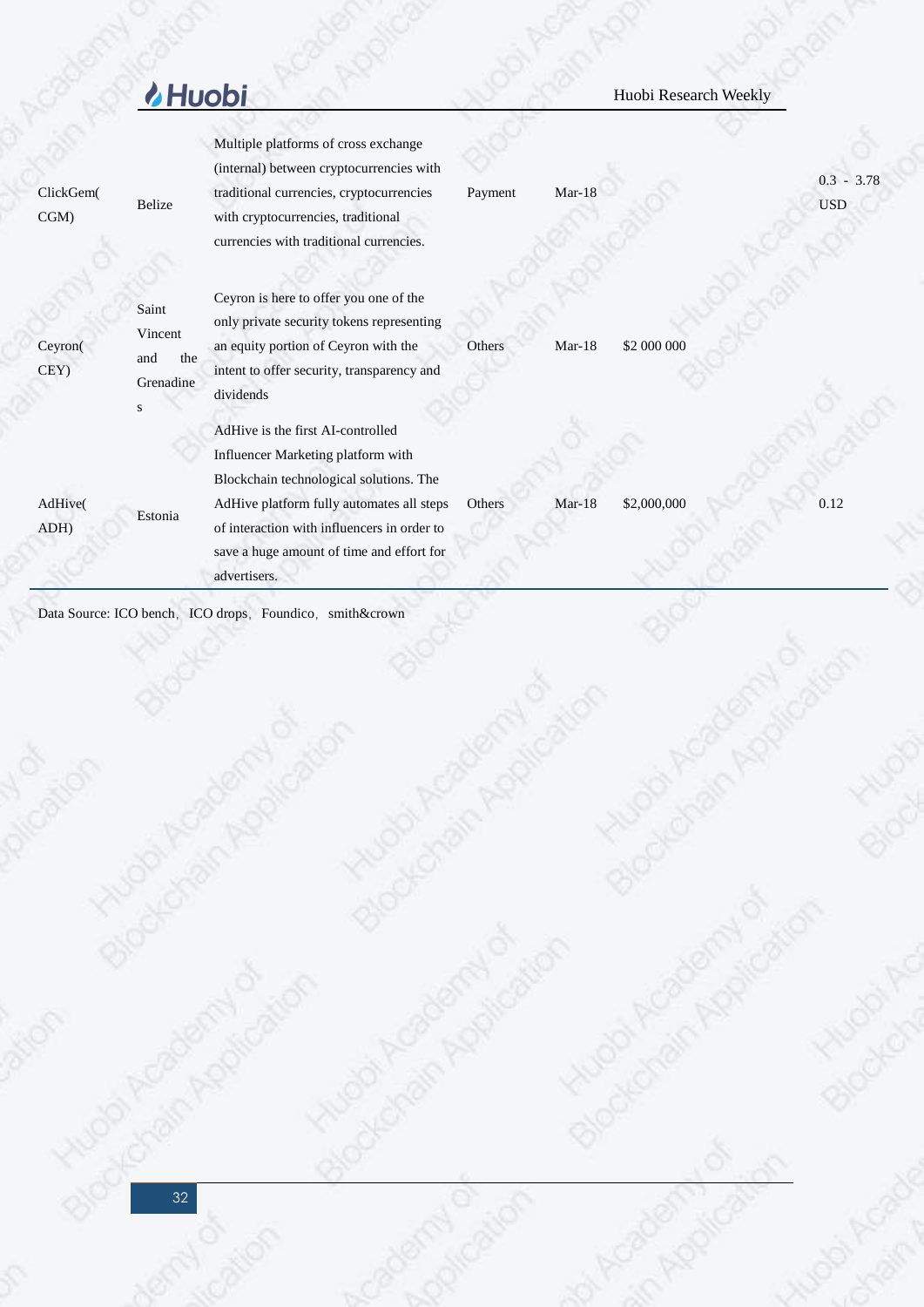| | | | | | | |
|---|---|---|---|---|---|---|
| ClickGem(CGM) | Belize | Multiple platforms of cross exchange (internal) between cryptocurrencies with traditional currencies, cryptocurrencies with cryptocurrencies, traditional currencies with traditional currencies. | Payment | Mar-18 | | 0.3 - 3.78 USD |
| Ceyron(CEY) | Saint Vincent and the Grenadines | Ceyron is here to offer you one of the only private security tokens representing an equity portion of Ceyron with the intent to offer security, transparency and dividends | Others | Mar-18 | $2 000 000 | |
| AdHive(ADH) | Estonia | AdHive is the first AI-controlled Influencer Marketing platform with Blockchain technological solutions. The AdHive platform fully automates all steps of interaction with influencers in order to save a huge amount of time and effort for advertisers. | Others | Mar-18 | $2,000,000 | 0.12 |

Data Source: ICO bench, ICO drops, Foundico, smith&crown